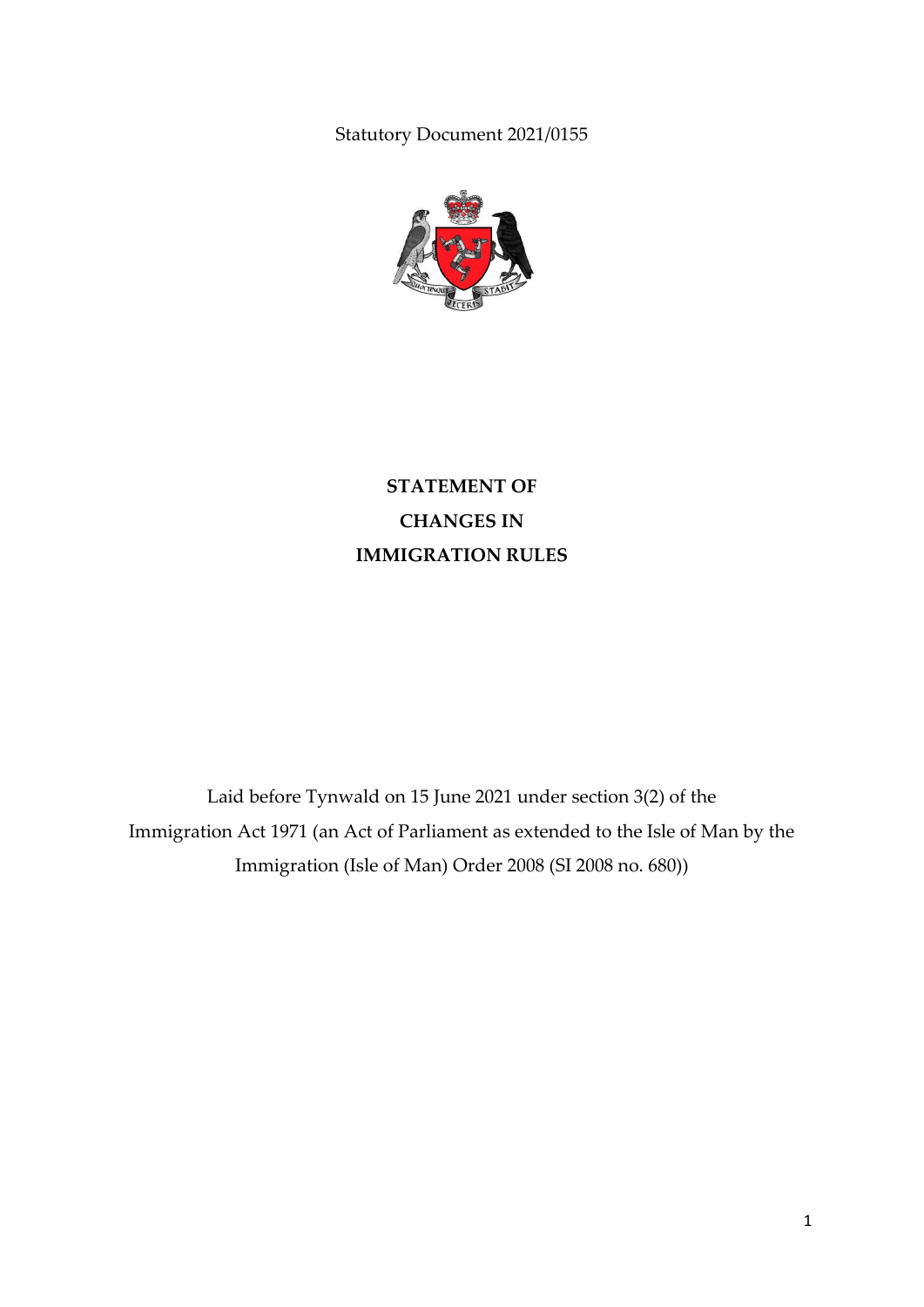Statutory Document 2021/0155

# STATEMENT OF CHANGES IN IMMIGRATION RULES

Laid before Tynwald on 15 June 2021 under section 3(2) of the Immigration Act 1971 (an Act of Parliament as extended to the Isle of Man by the Immigration (Isle of Man) Order 2008 (SI 2008 no. 680))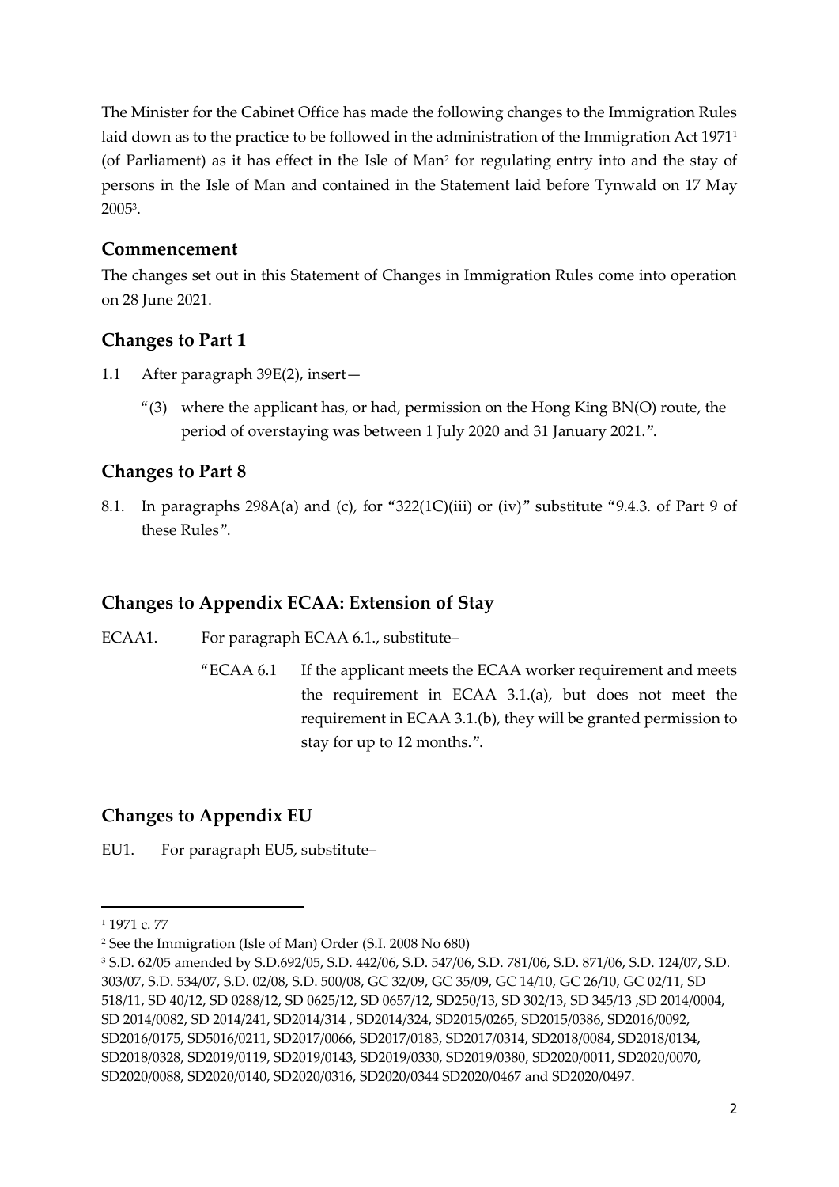The Minister for the Cabinet Office has made the following changes to the Immigration Rules laid down as to the practice to be followed in the administration of the Immigration Act 1971[1] (of Parliament) as it has effect in the Isle of Man[2] for regulating entry into and the stay of persons in the Isle of Man and contained in the Statement laid before Tynwald on 17 May 2005[3].

## Commencement

The changes set out in this Statement of Changes in Immigration Rules come into operation on 28 June 2021.

## Changes to Part 1

1.1 After paragraph 39E(2), insert—

"(3) where the applicant has, or had, permission on the Hong King BN(O) route, the period of overstaying was between 1 July 2020 and 31 January 2021.".

## Changes to Part 8

8.1. In paragraphs 298A(a) and (c), for "322(1C)(iii) or (iv)" substitute "9.4.3. of Part 9 of these Rules".

## Changes to Appendix ECAA: Extension of Stay

ECAA1. For paragraph ECAA 6.1., substitute–

"ECAA 6.1 If the applicant meets the ECAA worker requirement and meets the requirement in ECAA 3.1.(a), but does not meet the requirement in ECAA 3.1.(b), they will be granted permission to stay for up to 12 months.".

## Changes to Appendix EU

EU1. For paragraph EU5, substitute–

---

[1] 1971 c. 77

[2] See the Immigration (Isle of Man) Order (S.I. 2008 No 680)

[3] S.D. 62/05 amended by S.D.692/05, S.D. 442/06, S.D. 547/06, S.D. 781/06, S.D. 871/06, S.D. 124/07, S.D. 303/07, S.D. 534/07, S.D. 02/08, S.D. 500/08, GC 32/09, GC 35/09, GC 14/10, GC 26/10, GC 02/11, SD 518/11, SD 40/12, SD 0288/12, SD 0625/12, SD 0657/12, SD250/13, SD 302/13, SD 345/13 ,SD 2014/0004, SD 2014/0082, SD 2014/241, SD2014/314 , SD2014/324, SD2015/0265, SD2015/0386, SD2016/0092, SD2016/0175, SD5016/0211, SD2017/0066, SD2017/0183, SD2017/0314, SD2018/0084, SD2018/0134, SD2018/0328, SD2019/0119, SD2019/0143, SD2019/0330, SD2019/0380, SD2020/0011, SD2020/0070, SD2020/0088, SD2020/0140, SD2020/0316, SD2020/0344 SD2020/0467 and SD2020/0497.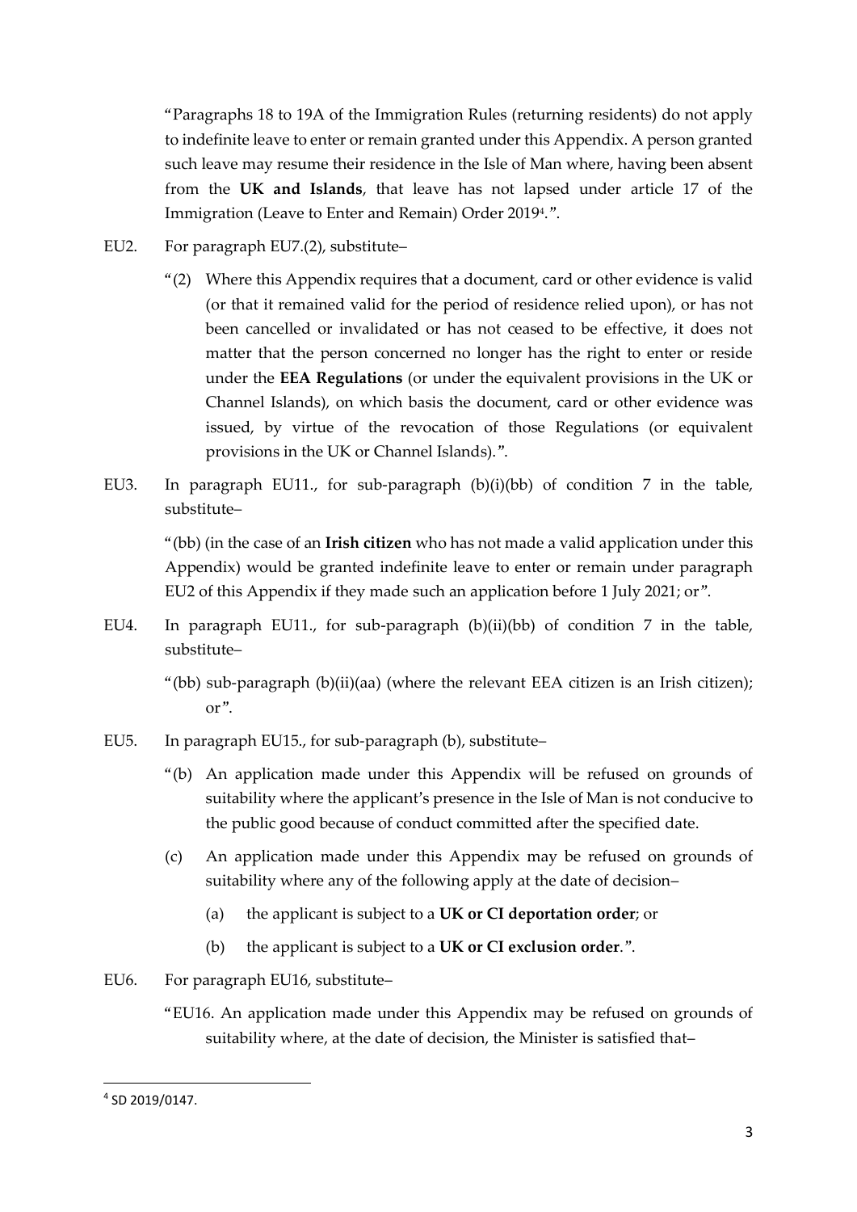"Paragraphs 18 to 19A of the Immigration Rules (returning residents) do not apply to indefinite leave to enter or remain granted under this Appendix. A person granted such leave may resume their residence in the Isle of Man where, having been absent from the **UK and Islands**, that leave has not lapsed under article 17 of the Immigration (Leave to Enter and Remain) Order 2019[4].".

EU2. For paragraph EU7.(2), substitute–

"(2) Where this Appendix requires that a document, card or other evidence is valid (or that it remained valid for the period of residence relied upon), or has not been cancelled or invalidated or has not ceased to be effective, it does not matter that the person concerned no longer has the right to enter or reside under the **EEA Regulations** (or under the equivalent provisions in the UK or Channel Islands), on which basis the document, card or other evidence was issued, by virtue of the revocation of those Regulations (or equivalent provisions in the UK or Channel Islands).".

EU3. In paragraph EU11., for sub-paragraph (b)(i)(bb) of condition 7 in the table, substitute–

"(bb) (in the case of an **Irish citizen** who has not made a valid application under this Appendix) would be granted indefinite leave to enter or remain under paragraph EU2 of this Appendix if they made such an application before 1 July 2021; or".

EU4. In paragraph EU11., for sub-paragraph (b)(ii)(bb) of condition 7 in the table, substitute–

"(bb) sub-paragraph (b)(ii)(aa) (where the relevant EEA citizen is an Irish citizen); or".

EU5. In paragraph EU15., for sub-paragraph (b), substitute–

"(b) An application made under this Appendix will be refused on grounds of suitability where the applicant's presence in the Isle of Man is not conducive to the public good because of conduct committed after the specified date.

(c) An application made under this Appendix may be refused on grounds of suitability where any of the following apply at the date of decision–

(a) the applicant is subject to a **UK or CI deportation order**; or

(b) the applicant is subject to a **UK or CI exclusion order**.".

EU6. For paragraph EU16, substitute–

"EU16. An application made under this Appendix may be refused on grounds of suitability where, at the date of decision, the Minister is satisfied that–

[4] SD 2019/0147.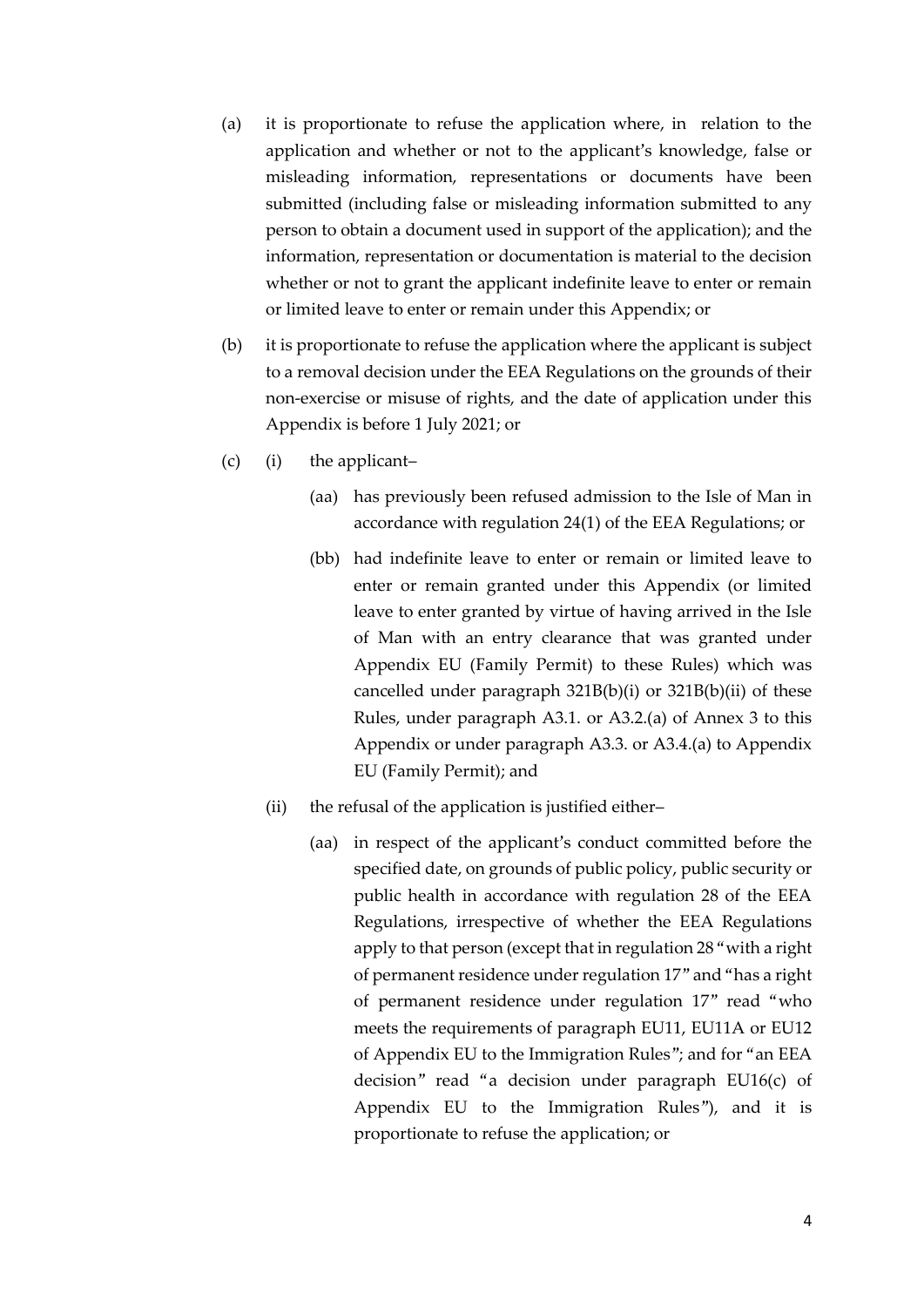(a) it is proportionate to refuse the application where, in relation to the application and whether or not to the applicant's knowledge, false or misleading information, representations or documents have been submitted (including false or misleading information submitted to any person to obtain a document used in support of the application); and the information, representation or documentation is material to the decision whether or not to grant the applicant indefinite leave to enter or remain or limited leave to enter or remain under this Appendix; or

(b) it is proportionate to refuse the application where the applicant is subject to a removal decision under the EEA Regulations on the grounds of their non-exercise or misuse of rights, and the date of application under this Appendix is before 1 July 2021; or

(c) (i) the applicant–

(aa) has previously been refused admission to the Isle of Man in accordance with regulation 24(1) of the EEA Regulations; or

(bb) had indefinite leave to enter or remain or limited leave to enter or remain granted under this Appendix (or limited leave to enter granted by virtue of having arrived in the Isle of Man with an entry clearance that was granted under Appendix EU (Family Permit) to these Rules) which was cancelled under paragraph 321B(b)(i) or 321B(b)(ii) of these Rules, under paragraph A3.1. or A3.2.(a) of Annex 3 to this Appendix or under paragraph A3.3. or A3.4.(a) to Appendix EU (Family Permit); and

(ii) the refusal of the application is justified either–

(aa) in respect of the applicant's conduct committed before the specified date, on grounds of public policy, public security or public health in accordance with regulation 28 of the EEA Regulations, irrespective of whether the EEA Regulations apply to that person (except that in regulation 28 "with a right of permanent residence under regulation 17" and "has a right of permanent residence under regulation 17" read "who meets the requirements of paragraph EU11, EU11A or EU12 of Appendix EU to the Immigration Rules"; and for "an EEA decision" read "a decision under paragraph EU16(c) of Appendix EU to the Immigration Rules"), and it is proportionate to refuse the application; or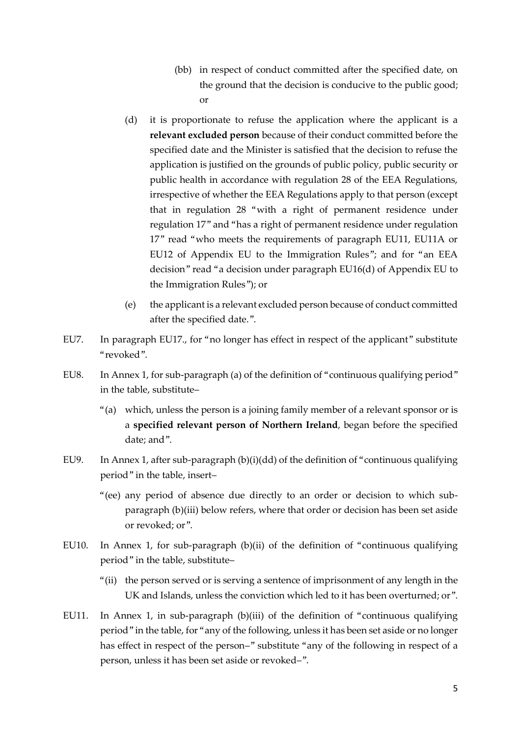(bb) in respect of conduct committed after the specified date, on the ground that the decision is conducive to the public good; or

(d) it is proportionate to refuse the application where the applicant is a **relevant excluded person** because of their conduct committed before the specified date and the Minister is satisfied that the decision to refuse the application is justified on the grounds of public policy, public security or public health in accordance with regulation 28 of the EEA Regulations, irrespective of whether the EEA Regulations apply to that person (except that in regulation 28 "with a right of permanent residence under regulation 17" and "has a right of permanent residence under regulation 17" read "who meets the requirements of paragraph EU11, EU11A or EU12 of Appendix EU to the Immigration Rules"; and for "an EEA decision" read "a decision under paragraph EU16(d) of Appendix EU to the Immigration Rules"); or

(e) the applicant is a relevant excluded person because of conduct committed after the specified date.".

EU7. In paragraph EU17., for "no longer has effect in respect of the applicant" substitute "revoked".

EU8. In Annex 1, for sub-paragraph (a) of the definition of "continuous qualifying period" in the table, substitute–

"(a) which, unless the person is a joining family member of a relevant sponsor or is a **specified relevant person of Northern Ireland**, began before the specified date; and".

EU9. In Annex 1, after sub-paragraph (b)(i)(dd) of the definition of "continuous qualifying period" in the table, insert–

"(ee) any period of absence due directly to an order or decision to which sub-paragraph (b)(iii) below refers, where that order or decision has been set aside or revoked; or".

EU10. In Annex 1, for sub-paragraph (b)(ii) of the definition of "continuous qualifying period" in the table, substitute–

"(ii) the person served or is serving a sentence of imprisonment of any length in the UK and Islands, unless the conviction which led to it has been overturned; or".

EU11. In Annex 1, in sub-paragraph (b)(iii) of the definition of "continuous qualifying period" in the table, for "any of the following, unless it has been set aside or no longer has effect in respect of the person–" substitute "any of the following in respect of a person, unless it has been set aside or revoked–".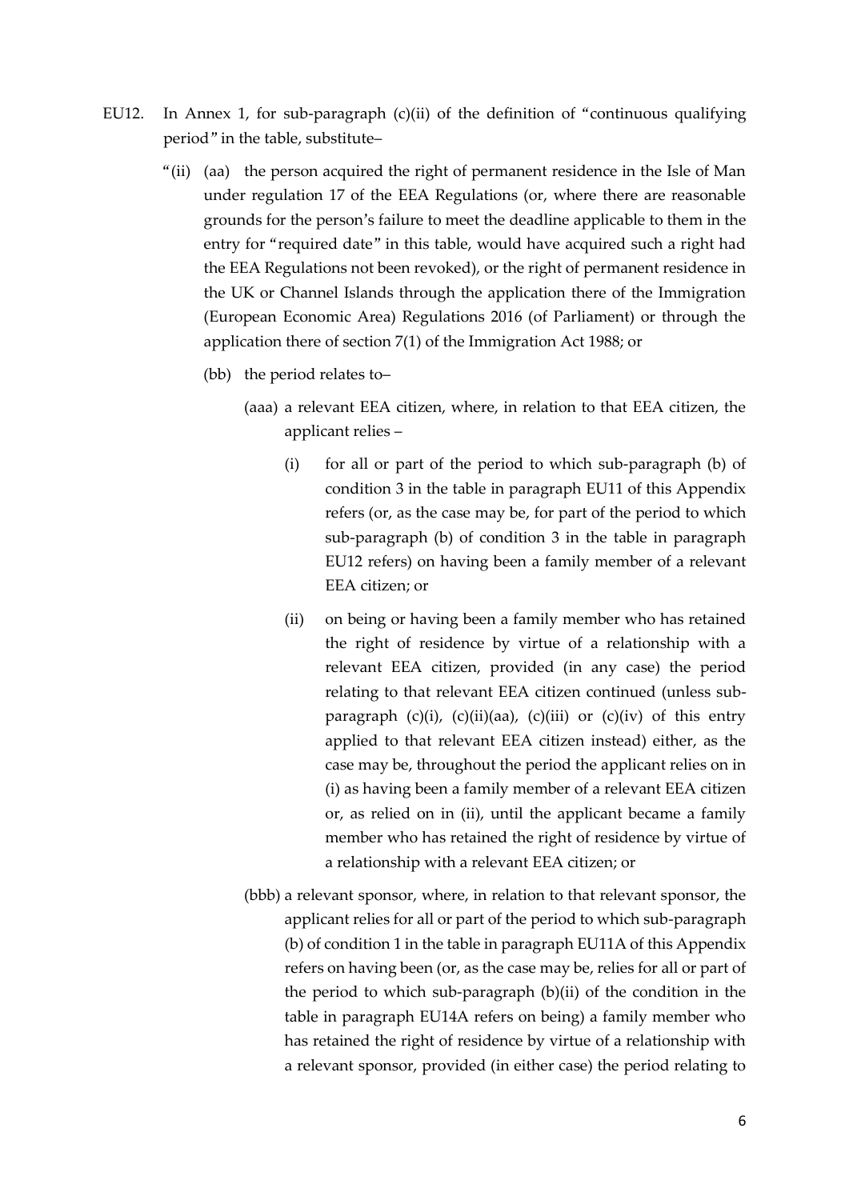EU12. In Annex 1, for sub-paragraph (c)(ii) of the definition of "continuous qualifying period" in the table, substitute–

"(ii) (aa) the person acquired the right of permanent residence in the Isle of Man under regulation 17 of the EEA Regulations (or, where there are reasonable grounds for the person's failure to meet the deadline applicable to them in the entry for "required date" in this table, would have acquired such a right had the EEA Regulations not been revoked), or the right of permanent residence in the UK or Channel Islands through the application there of the Immigration (European Economic Area) Regulations 2016 (of Parliament) or through the application there of section 7(1) of the Immigration Act 1988; or

(bb) the period relates to–

(aaa) a relevant EEA citizen, where, in relation to that EEA citizen, the applicant relies –

(i) for all or part of the period to which sub-paragraph (b) of condition 3 in the table in paragraph EU11 of this Appendix refers (or, as the case may be, for part of the period to which sub-paragraph (b) of condition 3 in the table in paragraph EU12 refers) on having been a family member of a relevant EEA citizen; or

(ii) on being or having been a family member who has retained the right of residence by virtue of a relationship with a relevant EEA citizen, provided (in any case) the period relating to that relevant EEA citizen continued (unless sub-paragraph (c)(i), (c)(ii)(aa), (c)(iii) or (c)(iv) of this entry applied to that relevant EEA citizen instead) either, as the case may be, throughout the period the applicant relies on in (i) as having been a family member of a relevant EEA citizen or, as relied on in (ii), until the applicant became a family member who has retained the right of residence by virtue of a relationship with a relevant EEA citizen; or

(bbb) a relevant sponsor, where, in relation to that relevant sponsor, the applicant relies for all or part of the period to which sub-paragraph (b) of condition 1 in the table in paragraph EU11A of this Appendix refers on having been (or, as the case may be, relies for all or part of the period to which sub-paragraph (b)(ii) of the condition in the table in paragraph EU14A refers on being) a family member who has retained the right of residence by virtue of a relationship with a relevant sponsor, provided (in either case) the period relating to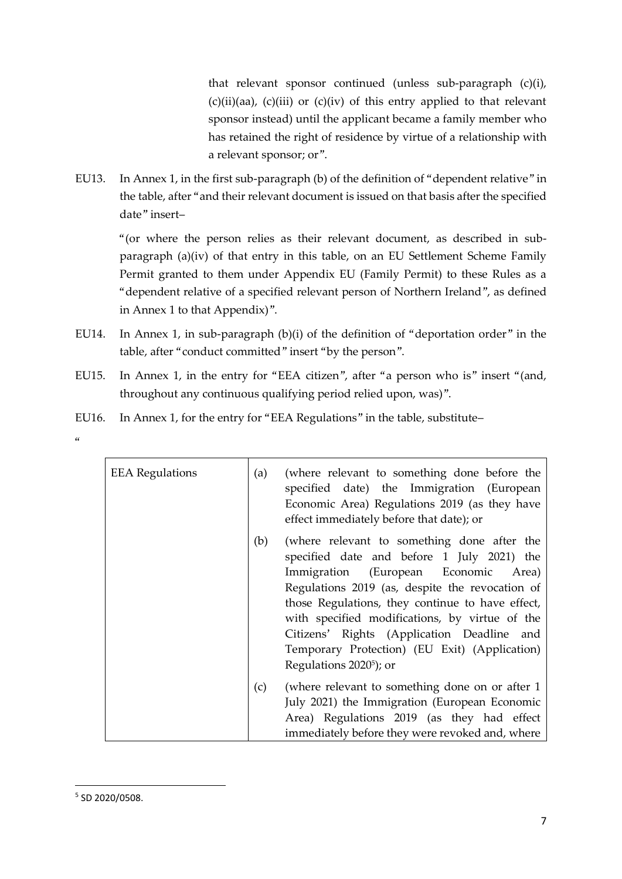that relevant sponsor continued (unless sub-paragraph (c)(i), (c)(ii)(aa), (c)(iii) or (c)(iv) of this entry applied to that relevant sponsor instead) until the applicant became a family member who has retained the right of residence by virtue of a relationship with a relevant sponsor; or".

EU13. In Annex 1, in the first sub-paragraph (b) of the definition of "dependent relative" in the table, after "and their relevant document is issued on that basis after the specified date" insert–

"(or where the person relies as their relevant document, as described in sub-paragraph (a)(iv) of that entry in this table, on an EU Settlement Scheme Family Permit granted to them under Appendix EU (Family Permit) to these Rules as a "dependent relative of a specified relevant person of Northern Ireland", as defined in Annex 1 to that Appendix)".

EU14. In Annex 1, in sub-paragraph (b)(i) of the definition of "deportation order" in the table, after "conduct committed" insert "by the person".

EU15. In Annex 1, in the entry for "EEA citizen", after "a person who is" insert "(and, throughout any continuous qualifying period relied upon, was)".

EU16. In Annex 1, for the entry for "EEA Regulations" in the table, substitute–

"

| | | |
|---|---|---|
| EEA Regulations | (a) | (where relevant to something done before the specified date) the Immigration (European Economic Area) Regulations 2019 (as they have effect immediately before that date); or |
| | (b) | (where relevant to something done after the specified date and before 1 July 2021) the Immigration (European Economic Area) Regulations 2019 (as, despite the revocation of those Regulations, they continue to have effect, with specified modifications, by virtue of the Citizens' Rights (Application Deadline and Temporary Protection) (EU Exit) (Application) Regulations 2020[5]); or |
| | (c) | (where relevant to something done on or after 1 July 2021) the Immigration (European Economic Area) Regulations 2019 (as they had effect immediately before they were revoked and, where |

[5] SD 2020/0508.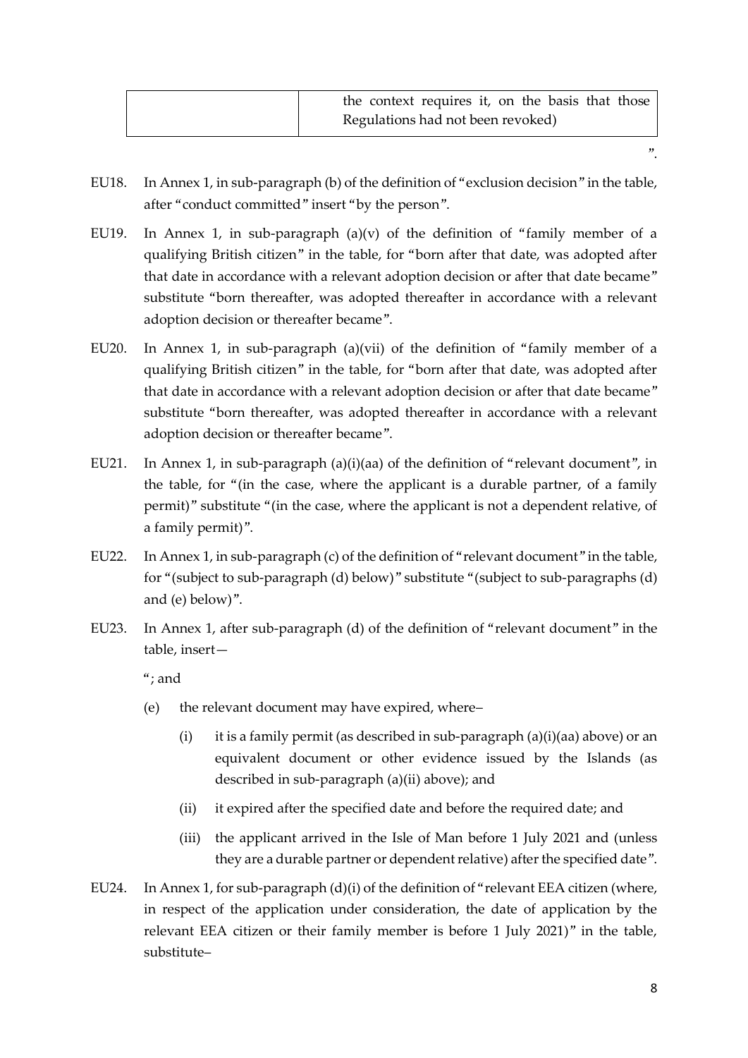| | |
|---|---|
| | the context requires it, on the basis that those Regulations had not been revoked) |

".

EU18. In Annex 1, in sub-paragraph (b) of the definition of "exclusion decision" in the table, after "conduct committed" insert "by the person".

EU19. In Annex 1, in sub-paragraph (a)(v) of the definition of "family member of a qualifying British citizen" in the table, for "born after that date, was adopted after that date in accordance with a relevant adoption decision or after that date became" substitute "born thereafter, was adopted thereafter in accordance with a relevant adoption decision or thereafter became".

EU20. In Annex 1, in sub-paragraph (a)(vii) of the definition of "family member of a qualifying British citizen" in the table, for "born after that date, was adopted after that date in accordance with a relevant adoption decision or after that date became" substitute "born thereafter, was adopted thereafter in accordance with a relevant adoption decision or thereafter became".

EU21. In Annex 1, in sub-paragraph (a)(i)(aa) of the definition of "relevant document", in the table, for "(in the case, where the applicant is a durable partner, of a family permit)" substitute "(in the case, where the applicant is not a dependent relative, of a family permit)".

EU22. In Annex 1, in sub-paragraph (c) of the definition of "relevant document" in the table, for "(subject to sub-paragraph (d) below)" substitute "(subject to sub-paragraphs (d) and (e) below)".

EU23. In Annex 1, after sub-paragraph (d) of the definition of "relevant document" in the table, insert—

"; and

(e) the relevant document may have expired, where–

(i) it is a family permit (as described in sub-paragraph (a)(i)(aa) above) or an equivalent document or other evidence issued by the Islands (as described in sub-paragraph (a)(ii) above); and

(ii) it expired after the specified date and before the required date; and

(iii) the applicant arrived in the Isle of Man before 1 July 2021 and (unless they are a durable partner or dependent relative) after the specified date".

EU24. In Annex 1, for sub-paragraph (d)(i) of the definition of "relevant EEA citizen (where, in respect of the application under consideration, the date of application by the relevant EEA citizen or their family member is before 1 July 2021)" in the table, substitute–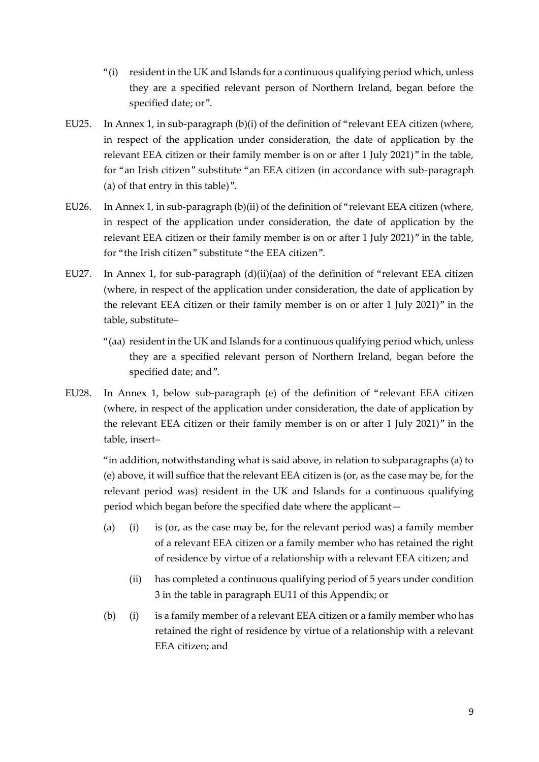"(i) resident in the UK and Islands for a continuous qualifying period which, unless they are a specified relevant person of Northern Ireland, began before the specified date; or".

EU25. In Annex 1, in sub-paragraph (b)(i) of the definition of "relevant EEA citizen (where, in respect of the application under consideration, the date of application by the relevant EEA citizen or their family member is on or after 1 July 2021)" in the table, for "an Irish citizen" substitute "an EEA citizen (in accordance with sub-paragraph (a) of that entry in this table)".

EU26. In Annex 1, in sub-paragraph (b)(ii) of the definition of "relevant EEA citizen (where, in respect of the application under consideration, the date of application by the relevant EEA citizen or their family member is on or after 1 July 2021)" in the table, for "the Irish citizen" substitute "the EEA citizen".

EU27. In Annex 1, for sub-paragraph (d)(ii)(aa) of the definition of "relevant EEA citizen (where, in respect of the application under consideration, the date of application by the relevant EEA citizen or their family member is on or after 1 July 2021)" in the table, substitute–

"(aa) resident in the UK and Islands for a continuous qualifying period which, unless they are a specified relevant person of Northern Ireland, began before the specified date; and".

EU28. In Annex 1, below sub-paragraph (e) of the definition of "relevant EEA citizen (where, in respect of the application under consideration, the date of application by the relevant EEA citizen or their family member is on or after 1 July 2021)" in the table, insert–

"in addition, notwithstanding what is said above, in relation to subparagraphs (a) to (e) above, it will suffice that the relevant EEA citizen is (or, as the case may be, for the relevant period was) resident in the UK and Islands for a continuous qualifying period which began before the specified date where the applicant—

(a) (i) is (or, as the case may be, for the relevant period was) a family member of a relevant EEA citizen or a family member who has retained the right of residence by virtue of a relationship with a relevant EEA citizen; and

(ii) has completed a continuous qualifying period of 5 years under condition 3 in the table in paragraph EU11 of this Appendix; or

(b) (i) is a family member of a relevant EEA citizen or a family member who has retained the right of residence by virtue of a relationship with a relevant EEA citizen; and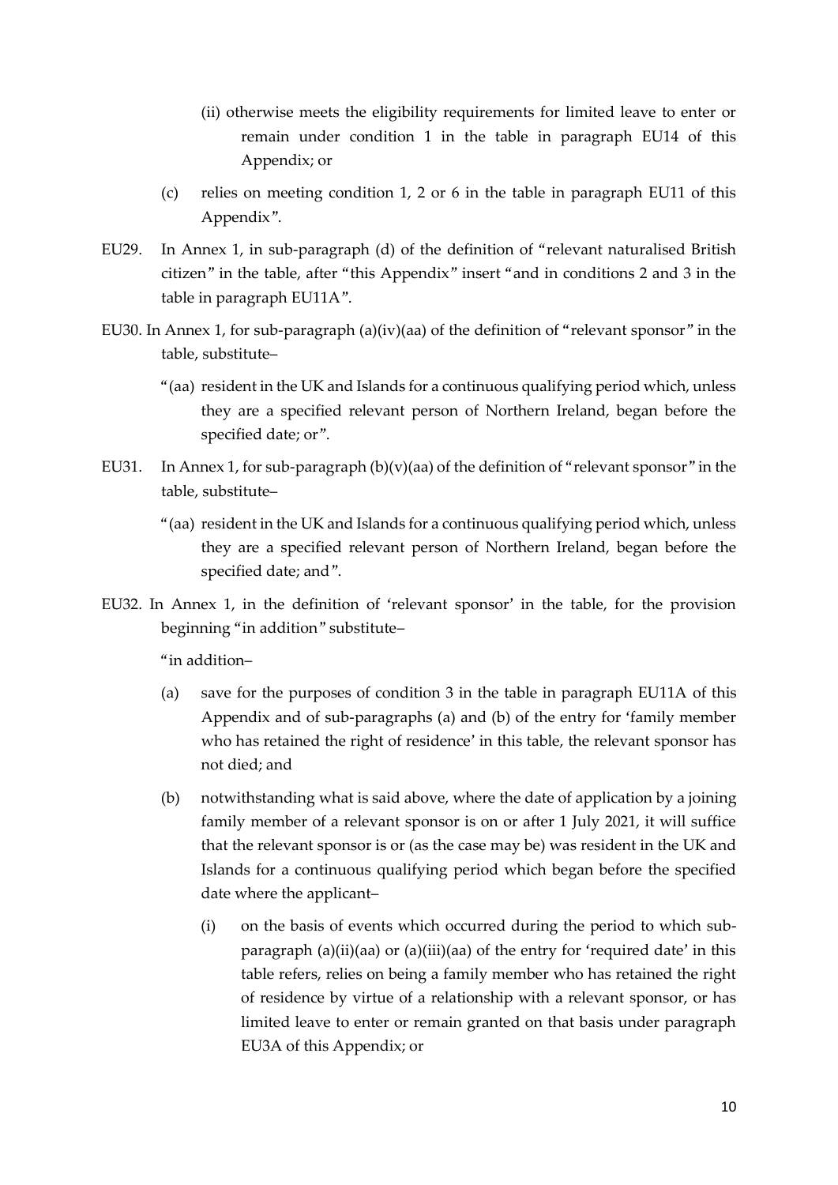(ii) otherwise meets the eligibility requirements for limited leave to enter or remain under condition 1 in the table in paragraph EU14 of this Appendix; or

(c) relies on meeting condition 1, 2 or 6 in the table in paragraph EU11 of this Appendix".

EU29. In Annex 1, in sub-paragraph (d) of the definition of "relevant naturalised British citizen" in the table, after "this Appendix" insert "and in conditions 2 and 3 in the table in paragraph EU11A".

EU30. In Annex 1, for sub-paragraph (a)(iv)(aa) of the definition of "relevant sponsor" in the table, substitute–

"(aa) resident in the UK and Islands for a continuous qualifying period which, unless they are a specified relevant person of Northern Ireland, began before the specified date; or".

EU31. In Annex 1, for sub-paragraph (b)(v)(aa) of the definition of "relevant sponsor" in the table, substitute–

"(aa) resident in the UK and Islands for a continuous qualifying period which, unless they are a specified relevant person of Northern Ireland, began before the specified date; and".

EU32. In Annex 1, in the definition of 'relevant sponsor' in the table, for the provision beginning "in addition" substitute–

"in addition–

(a) save for the purposes of condition 3 in the table in paragraph EU11A of this Appendix and of sub-paragraphs (a) and (b) of the entry for 'family member who has retained the right of residence' in this table, the relevant sponsor has not died; and

(b) notwithstanding what is said above, where the date of application by a joining family member of a relevant sponsor is on or after 1 July 2021, it will suffice that the relevant sponsor is or (as the case may be) was resident in the UK and Islands for a continuous qualifying period which began before the specified date where the applicant–

(i) on the basis of events which occurred during the period to which sub-paragraph (a)(ii)(aa) or (a)(iii)(aa) of the entry for 'required date' in this table refers, relies on being a family member who has retained the right of residence by virtue of a relationship with a relevant sponsor, or has limited leave to enter or remain granted on that basis under paragraph EU3A of this Appendix; or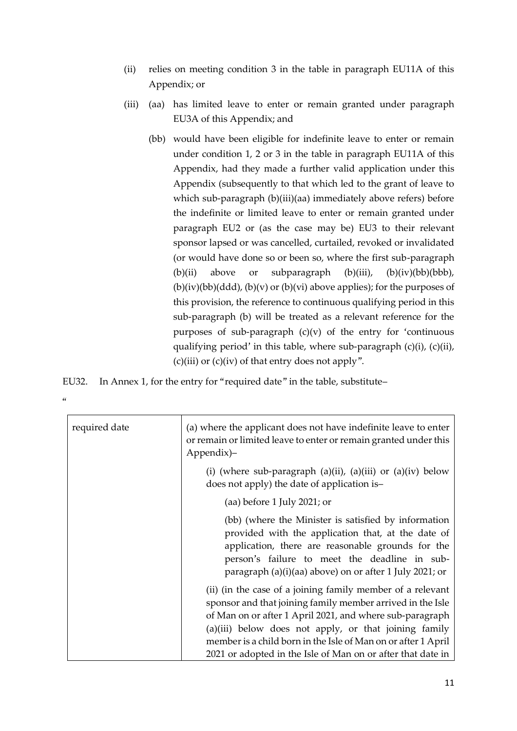(ii) relies on meeting condition 3 in the table in paragraph EU11A of this Appendix; or

(iii) (aa) has limited leave to enter or remain granted under paragraph EU3A of this Appendix; and

(bb) would have been eligible for indefinite leave to enter or remain under condition 1, 2 or 3 in the table in paragraph EU11A of this Appendix, had they made a further valid application under this Appendix (subsequently to that which led to the grant of leave to which sub-paragraph (b)(iii)(aa) immediately above refers) before the indefinite or limited leave to enter or remain granted under paragraph EU2 or (as the case may be) EU3 to their relevant sponsor lapsed or was cancelled, curtailed, revoked or invalidated (or would have done so or been so, where the first sub-paragraph (b)(ii) above or subparagraph (b)(iii), (b)(iv)(bb)(bbb), (b)(iv)(bb)(ddd), (b)(v) or (b)(vi) above applies); for the purposes of this provision, the reference to continuous qualifying period in this sub-paragraph (b) will be treated as a relevant reference for the purposes of sub-paragraph (c)(v) of the entry for 'continuous qualifying period' in this table, where sub-paragraph (c)(i), (c)(ii), (c)(iii) or (c)(iv) of that entry does not apply".

EU32. In Annex 1, for the entry for "required date" in the table, substitute–

"

| | |
|---|---|
| required date | (a) where the applicant does not have indefinite leave to enter or remain or limited leave to enter or remain granted under this Appendix)–<br><br>(i) (where sub-paragraph (a)(ii), (a)(iii) or (a)(iv) below does not apply) the date of application is–<br><br>(aa) before 1 July 2021; or<br><br>(bb) (where the Minister is satisfied by information provided with the application that, at the date of application, there are reasonable grounds for the person's failure to meet the deadline in sub-paragraph (a)(i)(aa) above) on or after 1 July 2021; or<br><br>(ii) (in the case of a joining family member of a relevant sponsor and that joining family member arrived in the Isle of Man on or after 1 April 2021, and where sub-paragraph (a)(iii) below does not apply, or that joining family member is a child born in the Isle of Man on or after 1 April 2021 or adopted in the Isle of Man on or after that date in |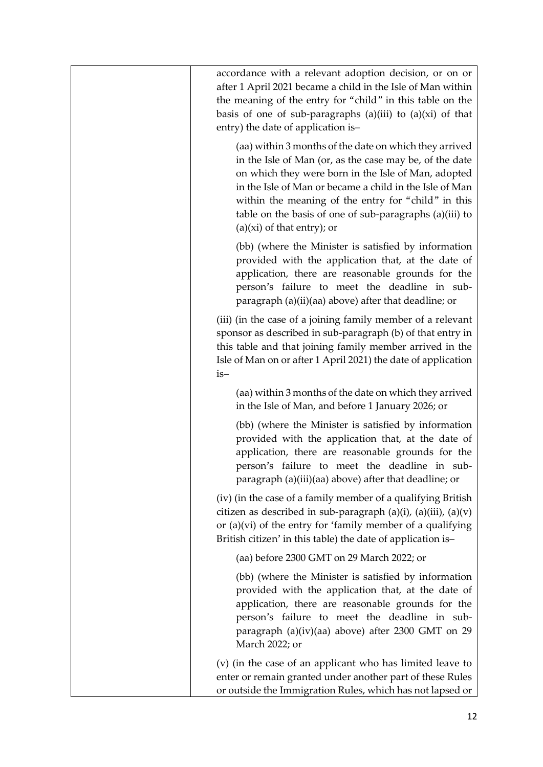| | |
| --- | --- |
| | accordance with a relevant adoption decision, or on or after 1 April 2021 became a child in the Isle of Man within the meaning of the entry for "child" in this table on the basis of one of sub-paragraphs (a)(iii) to (a)(xi) of that entry) the date of application is–<br><br>(aa) within 3 months of the date on which they arrived in the Isle of Man (or, as the case may be, of the date on which they were born in the Isle of Man, adopted in the Isle of Man or became a child in the Isle of Man within the meaning of the entry for "child" in this table on the basis of one of sub-paragraphs (a)(iii) to (a)(xi) of that entry); or<br><br>(bb) (where the Minister is satisfied by information provided with the application that, at the date of application, there are reasonable grounds for the person's failure to meet the deadline in sub-paragraph (a)(ii)(aa) above) after that deadline; or<br><br>(iii) (in the case of a joining family member of a relevant sponsor as described in sub-paragraph (b) of that entry in this table and that joining family member arrived in the Isle of Man on or after 1 April 2021) the date of application is–<br><br>(aa) within 3 months of the date on which they arrived in the Isle of Man, and before 1 January 2026; or<br><br>(bb) (where the Minister is satisfied by information provided with the application that, at the date of application, there are reasonable grounds for the person's failure to meet the deadline in sub-paragraph (a)(iii)(aa) above) after that deadline; or<br><br>(iv) (in the case of a family member of a qualifying British citizen as described in sub-paragraph (a)(i), (a)(iii), (a)(v) or (a)(vi) of the entry for 'family member of a qualifying British citizen' in this table) the date of application is–<br><br>(aa) before 2300 GMT on 29 March 2022; or<br><br>(bb) (where the Minister is satisfied by information provided with the application that, at the date of application, there are reasonable grounds for the person's failure to meet the deadline in sub-paragraph (a)(iv)(aa) above) after 2300 GMT on 29 March 2022; or<br><br>(v) (in the case of an applicant who has limited leave to enter or remain granted under another part of these Rules or outside the Immigration Rules, which has not lapsed or |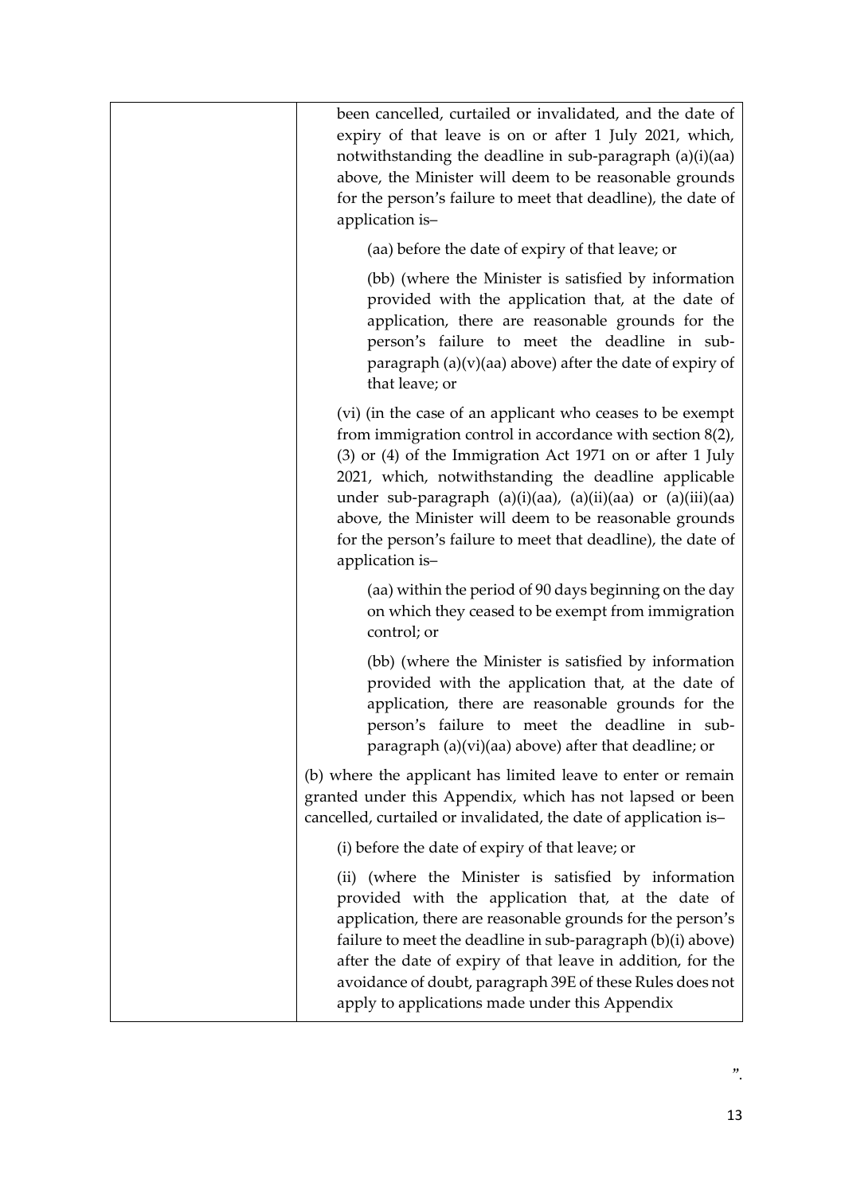| | |
|---|---|
| | been cancelled, curtailed or invalidated, and the date of expiry of that leave is on or after 1 July 2021, which, notwithstanding the deadline in sub-paragraph (a)(i)(aa) above, the Minister will deem to be reasonable grounds for the person's failure to meet that deadline), the date of application is–<br><br>(aa) before the date of expiry of that leave; or<br><br>(bb) (where the Minister is satisfied by information provided with the application that, at the date of application, there are reasonable grounds for the person's failure to meet the deadline in sub-paragraph (a)(v)(aa) above) after the date of expiry of that leave; or<br><br>(vi) (in the case of an applicant who ceases to be exempt from immigration control in accordance with section 8(2), (3) or (4) of the Immigration Act 1971 on or after 1 July 2021, which, notwithstanding the deadline applicable under sub-paragraph (a)(i)(aa), (a)(ii)(aa) or (a)(iii)(aa) above, the Minister will deem to be reasonable grounds for the person's failure to meet that deadline), the date of application is–<br><br>(aa) within the period of 90 days beginning on the day on which they ceased to be exempt from immigration control; or<br><br>(bb) (where the Minister is satisfied by information provided with the application that, at the date of application, there are reasonable grounds for the person's failure to meet the deadline in sub-paragraph (a)(vi)(aa) above) after that deadline; or<br><br>(b) where the applicant has limited leave to enter or remain granted under this Appendix, which has not lapsed or been cancelled, curtailed or invalidated, the date of application is–<br><br>(i) before the date of expiry of that leave; or<br><br>(ii) (where the Minister is satisfied by information provided with the application that, at the date of application, there are reasonable grounds for the person's failure to meet the deadline in sub-paragraph (b)(i) above) after the date of expiry of that leave in addition, for the avoidance of doubt, paragraph 39E of these Rules does not apply to applications made under this Appendix |

".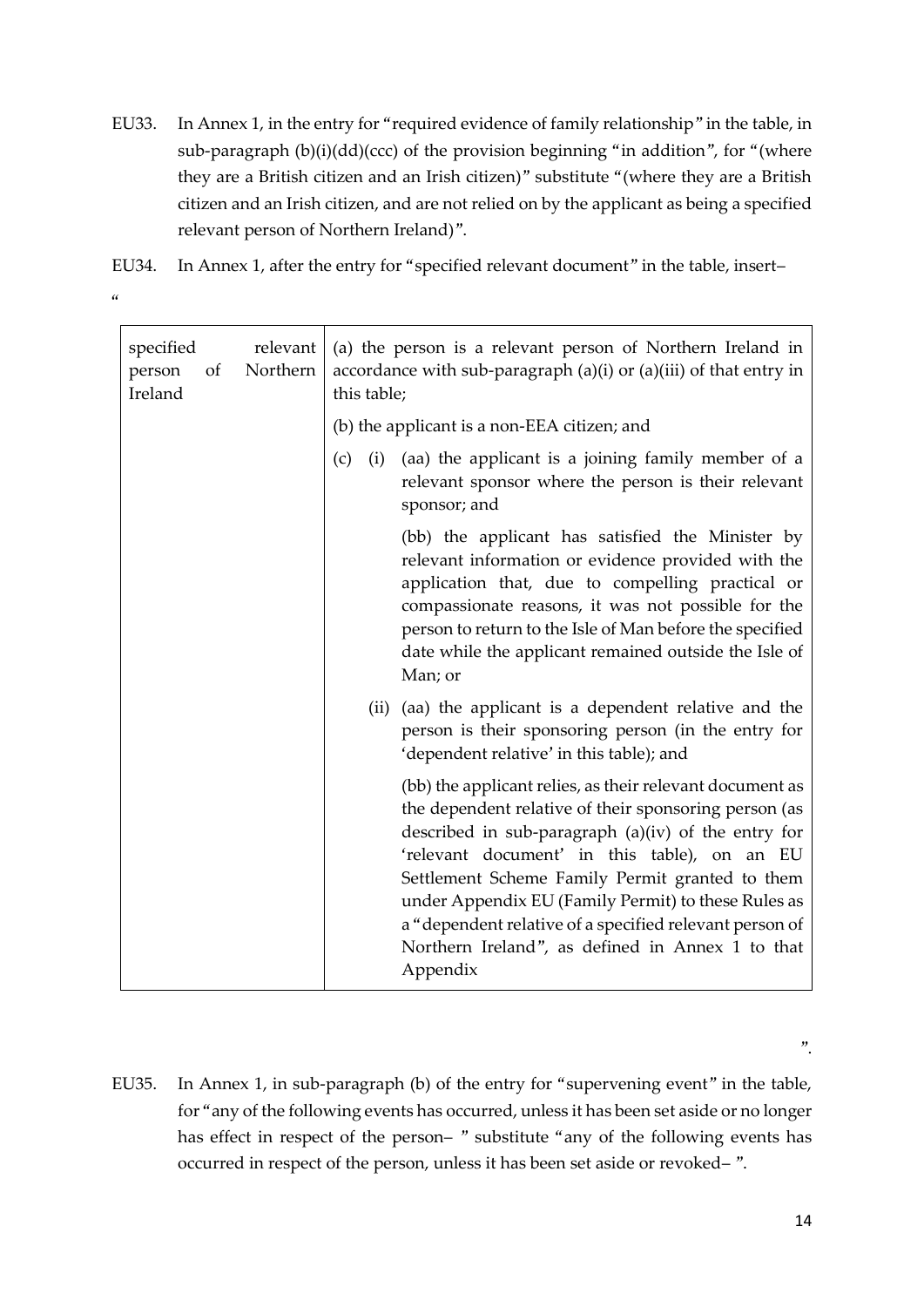EU33. In Annex 1, in the entry for "required evidence of family relationship" in the table, in sub-paragraph (b)(i)(dd)(ccc) of the provision beginning "in addition", for "(where they are a British citizen and an Irish citizen)" substitute "(where they are a British citizen and an Irish citizen, and are not relied on by the applicant as being a specified relevant person of Northern Ireland)".

EU34. In Annex 1, after the entry for "specified relevant document" in the table, insert–

"

| | |
|---|---|
| specified relevant person of Northern Ireland | (a) the person is a relevant person of Northern Ireland in accordance with sub-paragraph (a)(i) or (a)(iii) of that entry in this table; |
| | (b) the applicant is a non-EEA citizen; and |
| | (c) (i) (aa) the applicant is a joining family member of a relevant sponsor where the person is their relevant sponsor; and |
| | (bb) the applicant has satisfied the Minister by relevant information or evidence provided with the application that, due to compelling practical or compassionate reasons, it was not possible for the person to return to the Isle of Man before the specified date while the applicant remained outside the Isle of Man; or |
| | (ii) (aa) the applicant is a dependent relative and the person is their sponsoring person (in the entry for 'dependent relative' in this table); and |
| | (bb) the applicant relies, as their relevant document as the dependent relative of their sponsoring person (as described in sub-paragraph (a)(iv) of the entry for 'relevant document' in this table), on an EU Settlement Scheme Family Permit granted to them under Appendix EU (Family Permit) to these Rules as a "dependent relative of a specified relevant person of Northern Ireland", as defined in Annex 1 to that Appendix |

".

EU35. In Annex 1, in sub-paragraph (b) of the entry for "supervening event" in the table, for "any of the following events has occurred, unless it has been set aside or no longer has effect in respect of the person– " substitute "any of the following events has occurred in respect of the person, unless it has been set aside or revoked– ".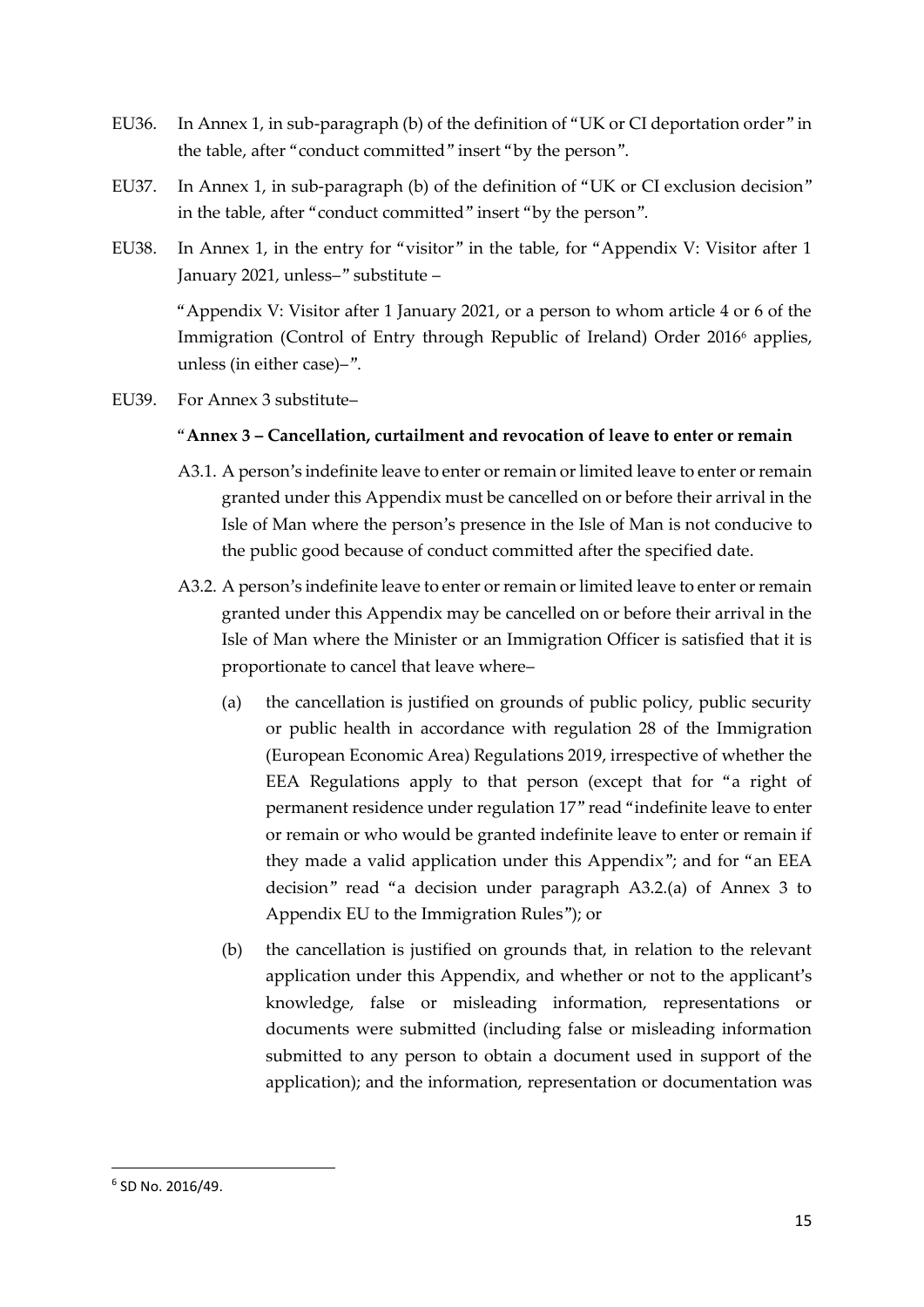EU36. In Annex 1, in sub-paragraph (b) of the definition of "UK or CI deportation order" in the table, after "conduct committed" insert "by the person".

EU37. In Annex 1, in sub-paragraph (b) of the definition of "UK or CI exclusion decision" in the table, after "conduct committed" insert "by the person".

EU38. In Annex 1, in the entry for "visitor" in the table, for "Appendix V: Visitor after 1 January 2021, unless–" substitute –

"Appendix V: Visitor after 1 January 2021, or a person to whom article 4 or 6 of the Immigration (Control of Entry through Republic of Ireland) Order 2016[6] applies, unless (in either case)–".

EU39. For Annex 3 substitute–

"**Annex 3 – Cancellation, curtailment and revocation of leave to enter or remain**

A3.1. A person's indefinite leave to enter or remain or limited leave to enter or remain granted under this Appendix must be cancelled on or before their arrival in the Isle of Man where the person's presence in the Isle of Man is not conducive to the public good because of conduct committed after the specified date.

A3.2. A person's indefinite leave to enter or remain or limited leave to enter or remain granted under this Appendix may be cancelled on or before their arrival in the Isle of Man where the Minister or an Immigration Officer is satisfied that it is proportionate to cancel that leave where–

(a) the cancellation is justified on grounds of public policy, public security or public health in accordance with regulation 28 of the Immigration (European Economic Area) Regulations 2019, irrespective of whether the EEA Regulations apply to that person (except that for "a right of permanent residence under regulation 17" read "indefinite leave to enter or remain or who would be granted indefinite leave to enter or remain if they made a valid application under this Appendix"; and for "an EEA decision" read "a decision under paragraph A3.2.(a) of Annex 3 to Appendix EU to the Immigration Rules"); or

(b) the cancellation is justified on grounds that, in relation to the relevant application under this Appendix, and whether or not to the applicant's knowledge, false or misleading information, representations or documents were submitted (including false or misleading information submitted to any person to obtain a document used in support of the application); and the information, representation or documentation was

---

[6] SD No. 2016/49.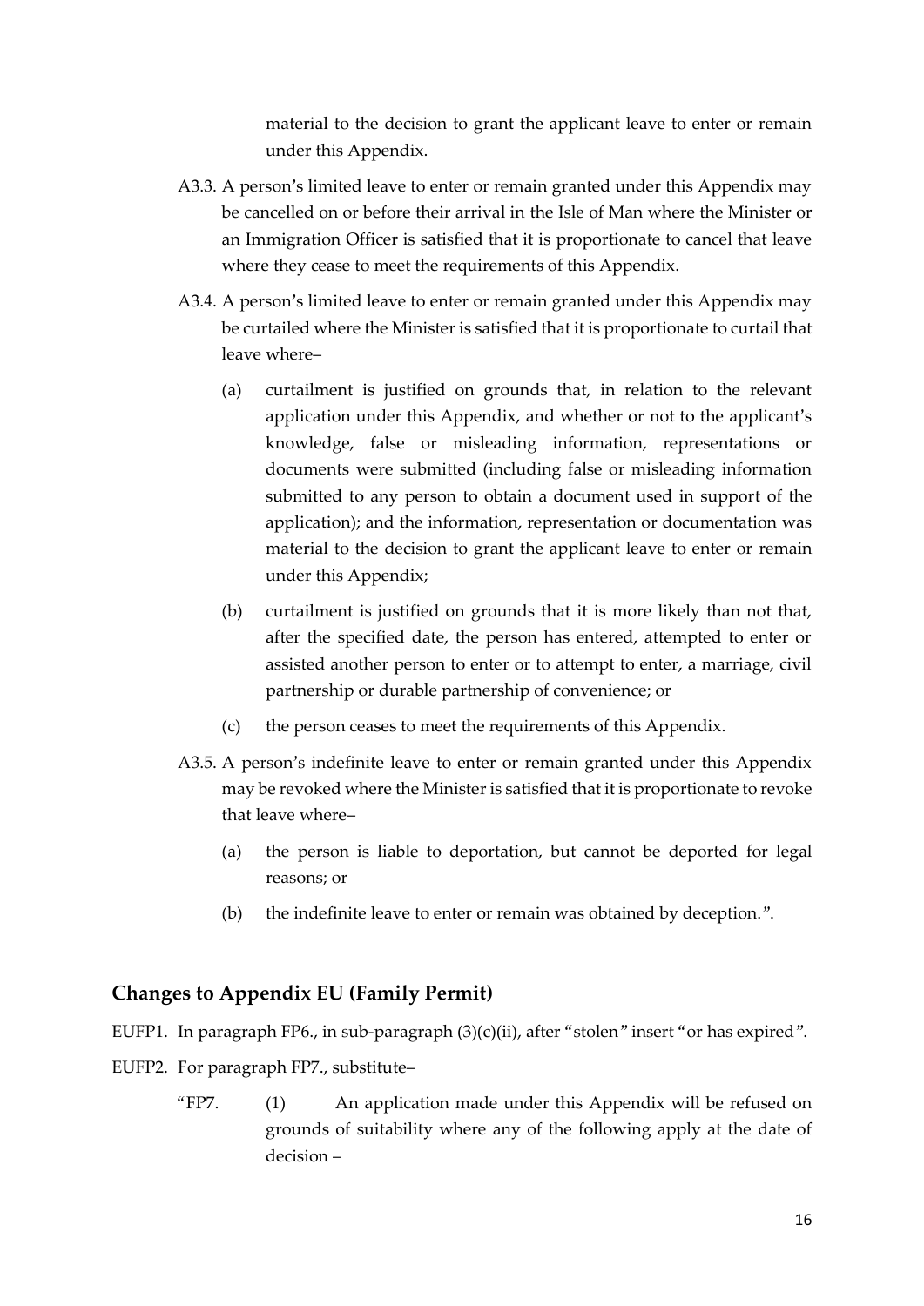material to the decision to grant the applicant leave to enter or remain under this Appendix.

A3.3. A person's limited leave to enter or remain granted under this Appendix may be cancelled on or before their arrival in the Isle of Man where the Minister or an Immigration Officer is satisfied that it is proportionate to cancel that leave where they cease to meet the requirements of this Appendix.

A3.4. A person's limited leave to enter or remain granted under this Appendix may be curtailed where the Minister is satisfied that it is proportionate to curtail that leave where–

(a) curtailment is justified on grounds that, in relation to the relevant application under this Appendix, and whether or not to the applicant's knowledge, false or misleading information, representations or documents were submitted (including false or misleading information submitted to any person to obtain a document used in support of the application); and the information, representation or documentation was material to the decision to grant the applicant leave to enter or remain under this Appendix;

(b) curtailment is justified on grounds that it is more likely than not that, after the specified date, the person has entered, attempted to enter or assisted another person to enter or to attempt to enter, a marriage, civil partnership or durable partnership of convenience; or

(c) the person ceases to meet the requirements of this Appendix.

A3.5. A person's indefinite leave to enter or remain granted under this Appendix may be revoked where the Minister is satisfied that it is proportionate to revoke that leave where–

(a) the person is liable to deportation, but cannot be deported for legal reasons; or

(b) the indefinite leave to enter or remain was obtained by deception.".

## Changes to Appendix EU (Family Permit)

EUFP1. In paragraph FP6., in sub-paragraph (3)(c)(ii), after "stolen" insert "or has expired".

EUFP2. For paragraph FP7., substitute–

"FP7. (1) An application made under this Appendix will be refused on grounds of suitability where any of the following apply at the date of decision –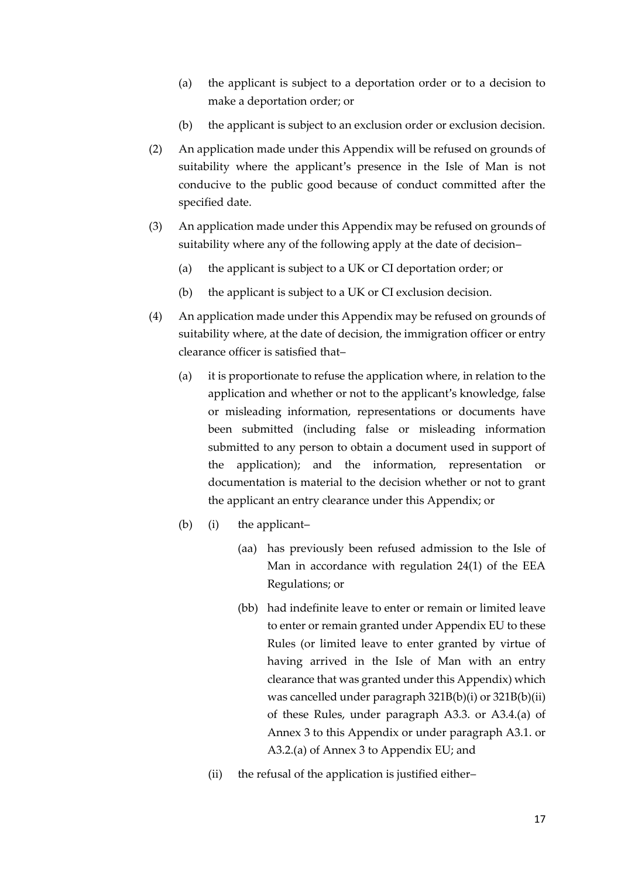(a) the applicant is subject to a deportation order or to a decision to make a deportation order; or

(b) the applicant is subject to an exclusion order or exclusion decision.

(2) An application made under this Appendix will be refused on grounds of suitability where the applicant's presence in the Isle of Man is not conducive to the public good because of conduct committed after the specified date.

(3) An application made under this Appendix may be refused on grounds of suitability where any of the following apply at the date of decision–

(a) the applicant is subject to a UK or CI deportation order; or

(b) the applicant is subject to a UK or CI exclusion decision.

(4) An application made under this Appendix may be refused on grounds of suitability where, at the date of decision, the immigration officer or entry clearance officer is satisfied that–

(a) it is proportionate to refuse the application where, in relation to the application and whether or not to the applicant's knowledge, false or misleading information, representations or documents have been submitted (including false or misleading information submitted to any person to obtain a document used in support of the application); and the information, representation or documentation is material to the decision whether or not to grant the applicant an entry clearance under this Appendix; or

(b) (i) the applicant–

(aa) has previously been refused admission to the Isle of Man in accordance with regulation 24(1) of the EEA Regulations; or

(bb) had indefinite leave to enter or remain or limited leave to enter or remain granted under Appendix EU to these Rules (or limited leave to enter granted by virtue of having arrived in the Isle of Man with an entry clearance that was granted under this Appendix) which was cancelled under paragraph 321B(b)(i) or 321B(b)(ii) of these Rules, under paragraph A3.3. or A3.4.(a) of Annex 3 to this Appendix or under paragraph A3.1. or A3.2.(a) of Annex 3 to Appendix EU; and

(ii) the refusal of the application is justified either–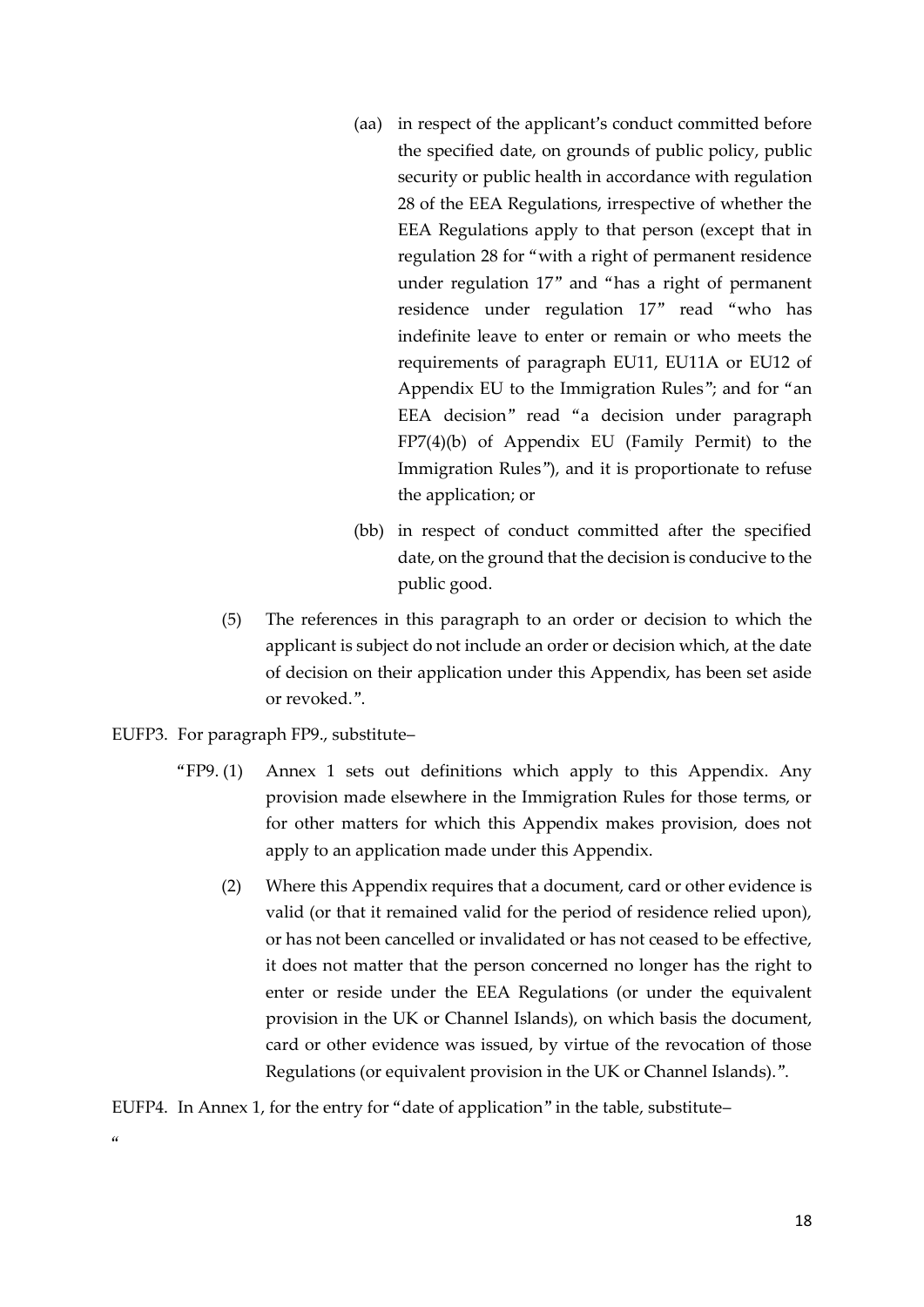(aa) in respect of the applicant's conduct committed before the specified date, on grounds of public policy, public security or public health in accordance with regulation 28 of the EEA Regulations, irrespective of whether the EEA Regulations apply to that person (except that in regulation 28 for "with a right of permanent residence under regulation 17" and "has a right of permanent residence under regulation 17" read "who has indefinite leave to enter or remain or who meets the requirements of paragraph EU11, EU11A or EU12 of Appendix EU to the Immigration Rules"; and for "an EEA decision" read "a decision under paragraph FP7(4)(b) of Appendix EU (Family Permit) to the Immigration Rules"), and it is proportionate to refuse the application; or

(bb) in respect of conduct committed after the specified date, on the ground that the decision is conducive to the public good.

(5) The references in this paragraph to an order or decision to which the applicant is subject do not include an order or decision which, at the date of decision on their application under this Appendix, has been set aside or revoked.".

EUFP3. For paragraph FP9., substitute–

"FP9. (1) Annex 1 sets out definitions which apply to this Appendix. Any provision made elsewhere in the Immigration Rules for those terms, or for other matters for which this Appendix makes provision, does not apply to an application made under this Appendix.

(2) Where this Appendix requires that a document, card or other evidence is valid (or that it remained valid for the period of residence relied upon), or has not been cancelled or invalidated or has not ceased to be effective, it does not matter that the person concerned no longer has the right to enter or reside under the EEA Regulations (or under the equivalent provision in the UK or Channel Islands), on which basis the document, card or other evidence was issued, by virtue of the revocation of those Regulations (or equivalent provision in the UK or Channel Islands).".

EUFP4. In Annex 1, for the entry for "date of application" in the table, substitute–

"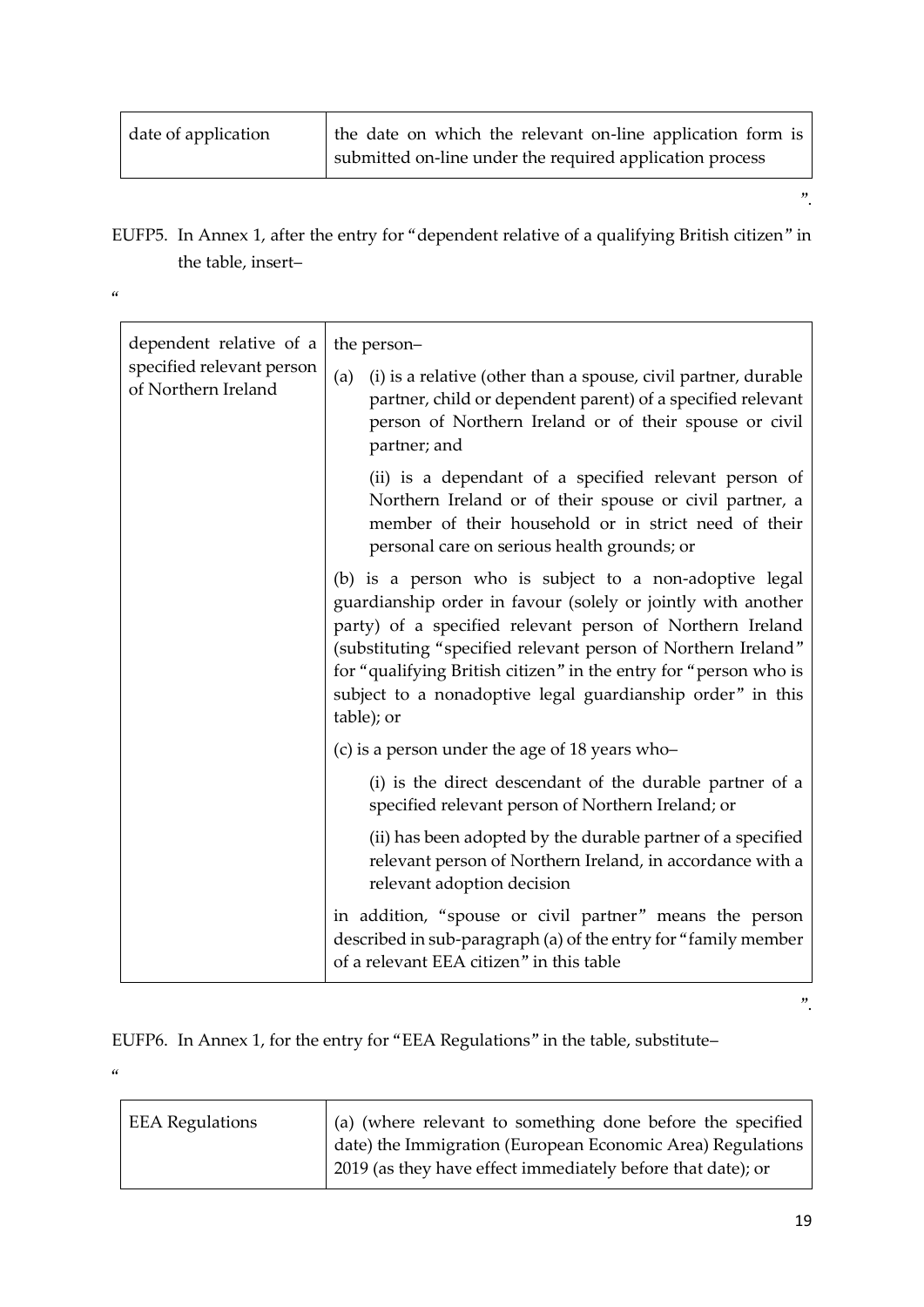| | |
|---|---|
| date of application | the date on which the relevant on-line application form is submitted on-line under the required application process |

".

EUFP5. In Annex 1, after the entry for "dependent relative of a qualifying British citizen" in the table, insert–

"

| | |
|---|---|
| dependent relative of a specified relevant person of Northern Ireland | the person–<br><br>(a) (i) is a relative (other than a spouse, civil partner, durable partner, child or dependent parent) of a specified relevant person of Northern Ireland or of their spouse or civil partner; and<br><br>(ii) is a dependant of a specified relevant person of Northern Ireland or of their spouse or civil partner, a member of their household or in strict need of their personal care on serious health grounds; or<br><br>(b) is a person who is subject to a non-adoptive legal guardianship order in favour (solely or jointly with another party) of a specified relevant person of Northern Ireland (substituting "specified relevant person of Northern Ireland" for "qualifying British citizen" in the entry for "person who is subject to a nonadoptive legal guardianship order" in this table); or<br><br>(c) is a person under the age of 18 years who–<br><br>(i) is the direct descendant of the durable partner of a specified relevant person of Northern Ireland; or<br><br>(ii) has been adopted by the durable partner of a specified relevant person of Northern Ireland, in accordance with a relevant adoption decision<br><br>in addition, "spouse or civil partner" means the person described in sub-paragraph (a) of the entry for "family member of a relevant EEA citizen" in this table |

".

EUFP6. In Annex 1, for the entry for "EEA Regulations" in the table, substitute–

"

| | |
|---|---|
| EEA Regulations | (a) (where relevant to something done before the specified date) the Immigration (European Economic Area) Regulations 2019 (as they have effect immediately before that date); or |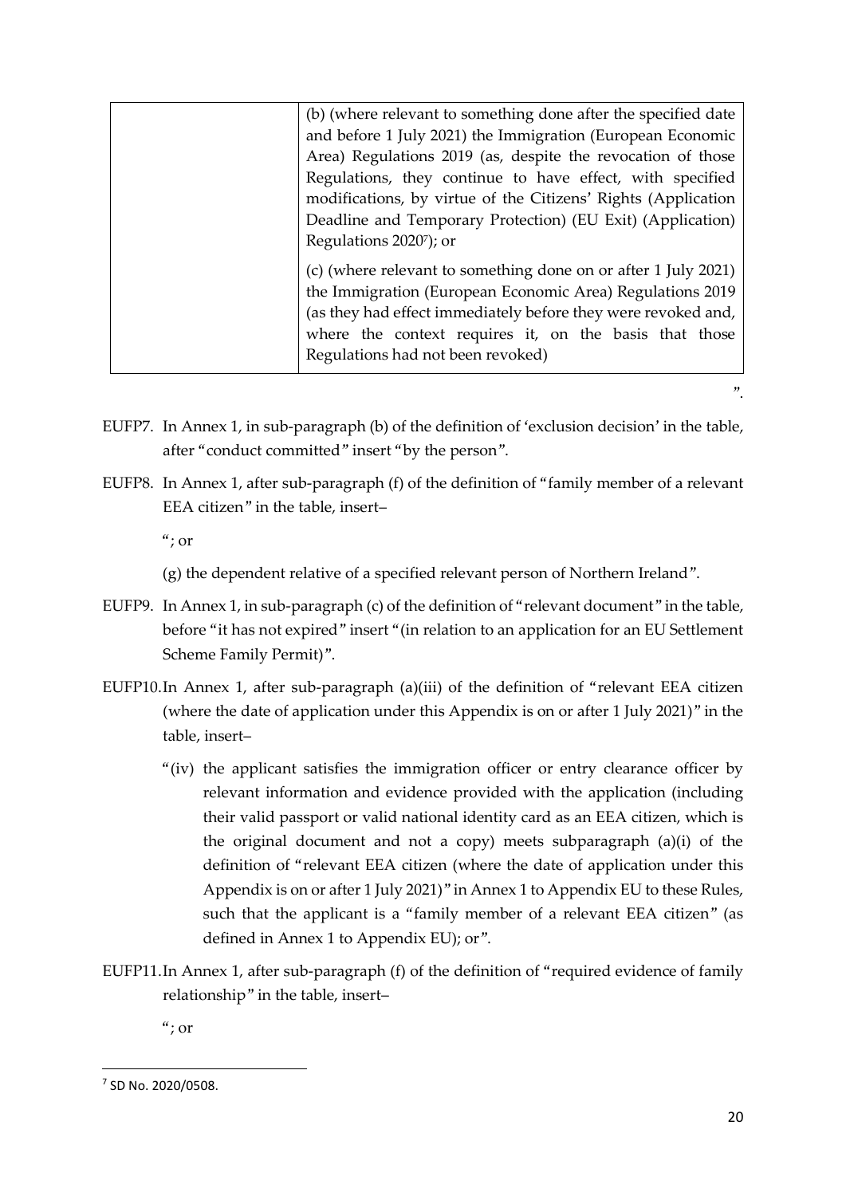| | |
|---|---|
| | (b) (where relevant to something done after the specified date and before 1 July 2021) the Immigration (European Economic Area) Regulations 2019 (as, despite the revocation of those Regulations, they continue to have effect, with specified modifications, by virtue of the Citizens' Rights (Application Deadline and Temporary Protection) (EU Exit) (Application) Regulations 2020[7]); or<br><br>(c) (where relevant to something done on or after 1 July 2021) the Immigration (European Economic Area) Regulations 2019 (as they had effect immediately before they were revoked and, where the context requires it, on the basis that those Regulations had not been revoked) |

".

EUFP7. In Annex 1, in sub-paragraph (b) of the definition of 'exclusion decision' in the table, after "conduct committed" insert "by the person".

EUFP8. In Annex 1, after sub-paragraph (f) of the definition of "family member of a relevant EEA citizen" in the table, insert–

"; or

(g) the dependent relative of a specified relevant person of Northern Ireland".

EUFP9. In Annex 1, in sub-paragraph (c) of the definition of "relevant document" in the table, before "it has not expired" insert "(in relation to an application for an EU Settlement Scheme Family Permit)".

EUFP10. In Annex 1, after sub-paragraph (a)(iii) of the definition of "relevant EEA citizen (where the date of application under this Appendix is on or after 1 July 2021)" in the table, insert–

"(iv) the applicant satisfies the immigration officer or entry clearance officer by relevant information and evidence provided with the application (including their valid passport or valid national identity card as an EEA citizen, which is the original document and not a copy) meets subparagraph (a)(i) of the definition of "relevant EEA citizen (where the date of application under this Appendix is on or after 1 July 2021)" in Annex 1 to Appendix EU to these Rules, such that the applicant is a "family member of a relevant EEA citizen" (as defined in Annex 1 to Appendix EU); or".

EUFP11. In Annex 1, after sub-paragraph (f) of the definition of "required evidence of family relationship" in the table, insert–

"; or

[7] SD No. 2020/0508.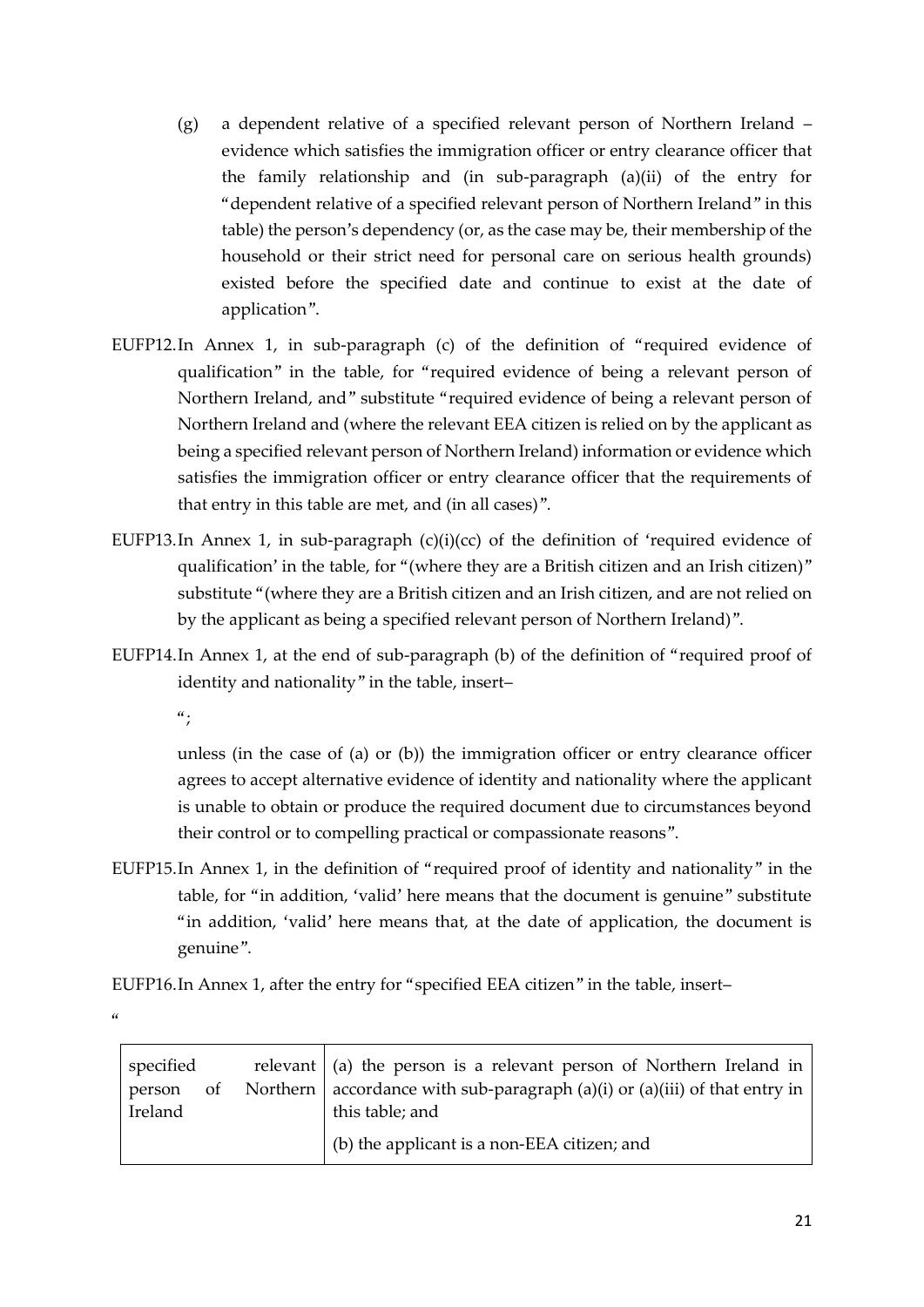(g) a dependent relative of a specified relevant person of Northern Ireland – evidence which satisfies the immigration officer or entry clearance officer that the family relationship and (in sub-paragraph (a)(ii) of the entry for "dependent relative of a specified relevant person of Northern Ireland" in this table) the person's dependency (or, as the case may be, their membership of the household or their strict need for personal care on serious health grounds) existed before the specified date and continue to exist at the date of application".

EUFP12. In Annex 1, in sub-paragraph (c) of the definition of "required evidence of qualification" in the table, for "required evidence of being a relevant person of Northern Ireland, and" substitute "required evidence of being a relevant person of Northern Ireland and (where the relevant EEA citizen is relied on by the applicant as being a specified relevant person of Northern Ireland) information or evidence which satisfies the immigration officer or entry clearance officer that the requirements of that entry in this table are met, and (in all cases)".

EUFP13. In Annex 1, in sub-paragraph (c)(i)(cc) of the definition of 'required evidence of qualification' in the table, for "(where they are a British citizen and an Irish citizen)" substitute "(where they are a British citizen and an Irish citizen, and are not relied on by the applicant as being a specified relevant person of Northern Ireland)".

EUFP14. In Annex 1, at the end of sub-paragraph (b) of the definition of "required proof of identity and nationality" in the table, insert–

";

unless (in the case of (a) or (b)) the immigration officer or entry clearance officer agrees to accept alternative evidence of identity and nationality where the applicant is unable to obtain or produce the required document due to circumstances beyond their control or to compelling practical or compassionate reasons".

EUFP15. In Annex 1, in the definition of "required proof of identity and nationality" in the table, for "in addition, 'valid' here means that the document is genuine" substitute "in addition, 'valid' here means that, at the date of application, the document is genuine".

EUFP16. In Annex 1, after the entry for "specified EEA citizen" in the table, insert–

"

| | |
|---|---|
| specified relevant person of Northern Ireland | (a) the person is a relevant person of Northern Ireland in accordance with sub-paragraph (a)(i) or (a)(iii) of that entry in this table; and |
| | (b) the applicant is a non-EEA citizen; and |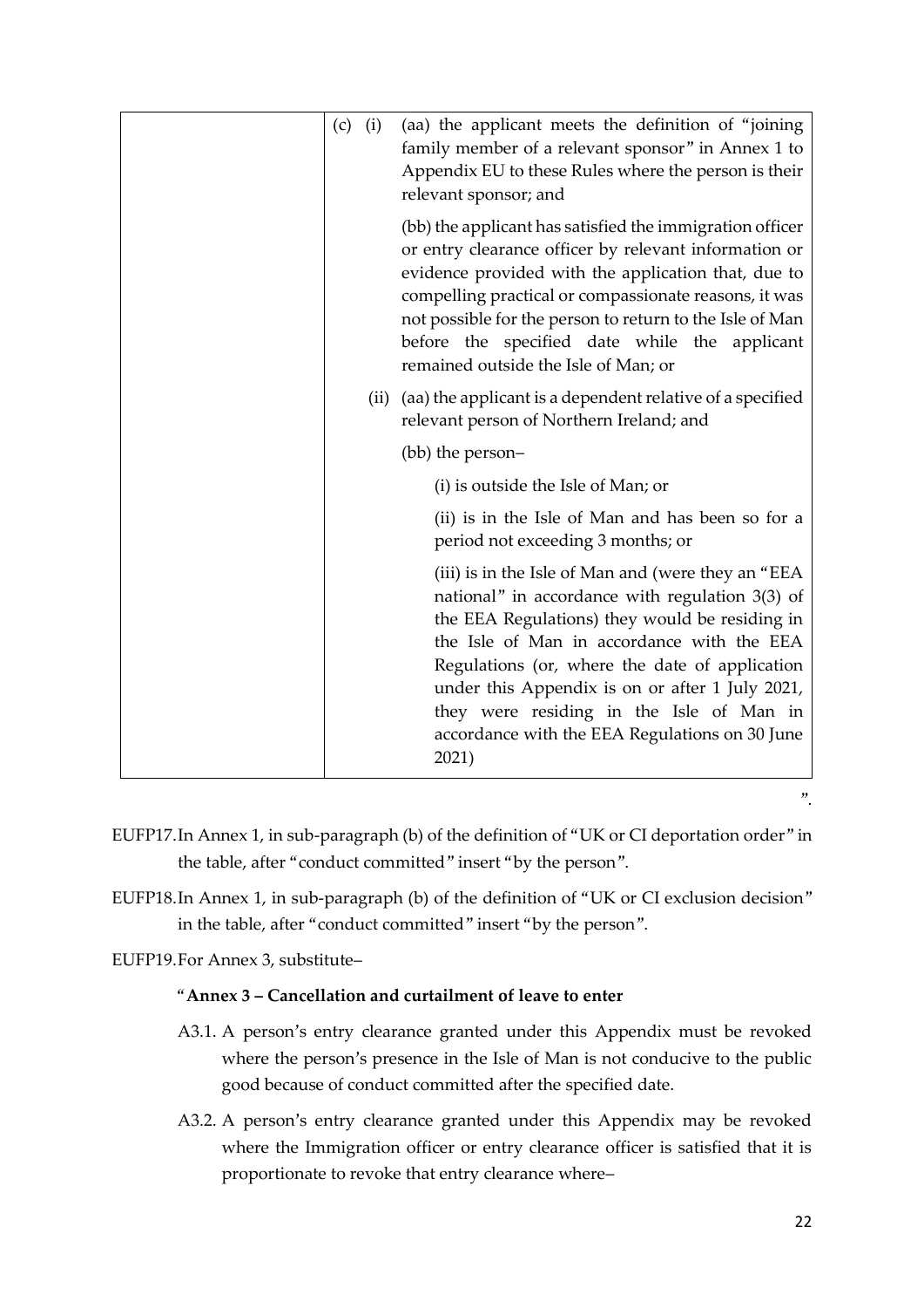| | |
|---|---|
| | (c) (i) (aa) the applicant meets the definition of "joining family member of a relevant sponsor" in Annex 1 to Appendix EU to these Rules where the person is their relevant sponsor; and<br><br>(bb) the applicant has satisfied the immigration officer or entry clearance officer by relevant information or evidence provided with the application that, due to compelling practical or compassionate reasons, it was not possible for the person to return to the Isle of Man before the specified date while the applicant remained outside the Isle of Man; or<br><br>(ii) (aa) the applicant is a dependent relative of a specified relevant person of Northern Ireland; and<br><br>(bb) the person–<br><br>(i) is outside the Isle of Man; or<br><br>(ii) is in the Isle of Man and has been so for a period not exceeding 3 months; or<br><br>(iii) is in the Isle of Man and (were they an "EEA national" in accordance with regulation 3(3) of the EEA Regulations) they would be residing in the Isle of Man in accordance with the EEA Regulations (or, where the date of application under this Appendix is on or after 1 July 2021, they were residing in the Isle of Man in accordance with the EEA Regulations on 30 June 2021) |

".

EUFP17. In Annex 1, in sub-paragraph (b) of the definition of "UK or CI deportation order" in the table, after "conduct committed" insert "by the person".

EUFP18. In Annex 1, in sub-paragraph (b) of the definition of "UK or CI exclusion decision" in the table, after "conduct committed" insert "by the person".

EUFP19. For Annex 3, substitute–

"**Annex 3 – Cancellation and curtailment of leave to enter**

A3.1. A person's entry clearance granted under this Appendix must be revoked where the person's presence in the Isle of Man is not conducive to the public good because of conduct committed after the specified date.

A3.2. A person's entry clearance granted under this Appendix may be revoked where the Immigration officer or entry clearance officer is satisfied that it is proportionate to revoke that entry clearance where–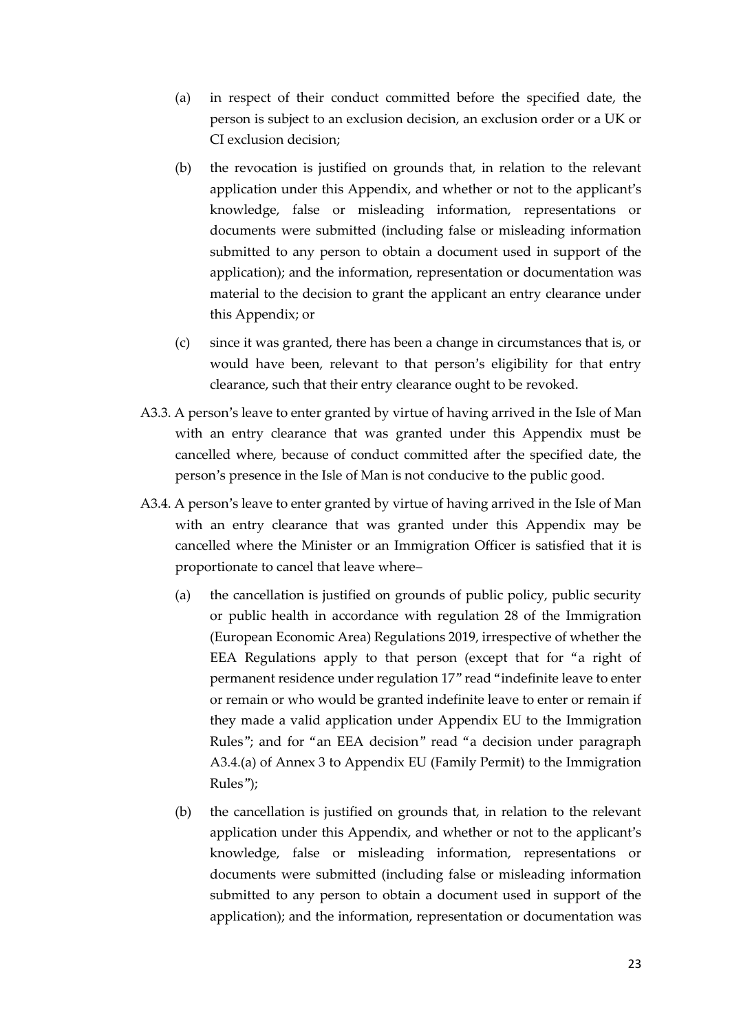(a) in respect of their conduct committed before the specified date, the person is subject to an exclusion decision, an exclusion order or a UK or CI exclusion decision;

(b) the revocation is justified on grounds that, in relation to the relevant application under this Appendix, and whether or not to the applicant's knowledge, false or misleading information, representations or documents were submitted (including false or misleading information submitted to any person to obtain a document used in support of the application); and the information, representation or documentation was material to the decision to grant the applicant an entry clearance under this Appendix; or

(c) since it was granted, there has been a change in circumstances that is, or would have been, relevant to that person's eligibility for that entry clearance, such that their entry clearance ought to be revoked.

A3.3. A person's leave to enter granted by virtue of having arrived in the Isle of Man with an entry clearance that was granted under this Appendix must be cancelled where, because of conduct committed after the specified date, the person's presence in the Isle of Man is not conducive to the public good.

A3.4. A person's leave to enter granted by virtue of having arrived in the Isle of Man with an entry clearance that was granted under this Appendix may be cancelled where the Minister or an Immigration Officer is satisfied that it is proportionate to cancel that leave where–

(a) the cancellation is justified on grounds of public policy, public security or public health in accordance with regulation 28 of the Immigration (European Economic Area) Regulations 2019, irrespective of whether the EEA Regulations apply to that person (except that for "a right of permanent residence under regulation 17" read "indefinite leave to enter or remain or who would be granted indefinite leave to enter or remain if they made a valid application under Appendix EU to the Immigration Rules"; and for "an EEA decision" read "a decision under paragraph A3.4.(a) of Annex 3 to Appendix EU (Family Permit) to the Immigration Rules");

(b) the cancellation is justified on grounds that, in relation to the relevant application under this Appendix, and whether or not to the applicant's knowledge, false or misleading information, representations or documents were submitted (including false or misleading information submitted to any person to obtain a document used in support of the application); and the information, representation or documentation was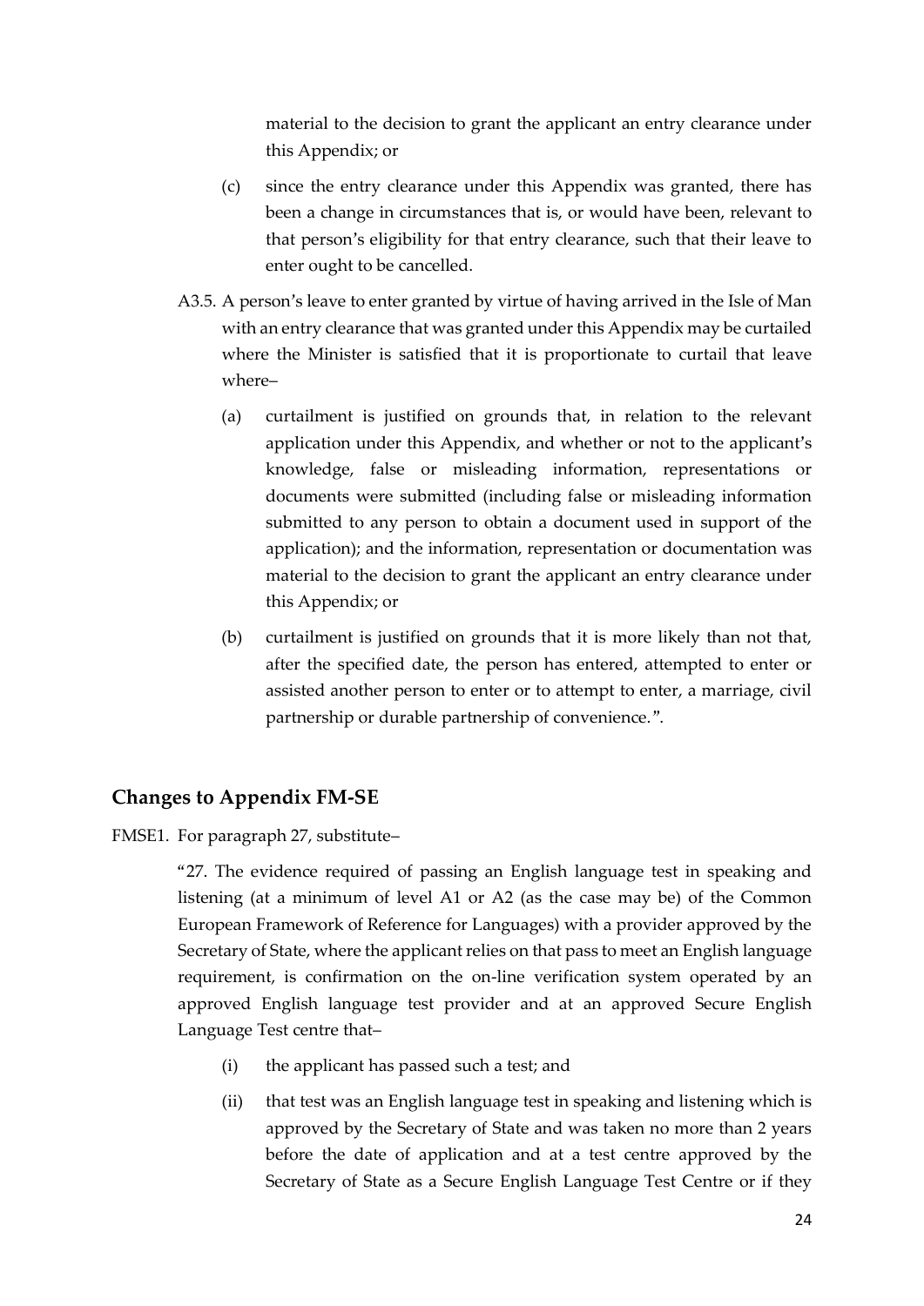material to the decision to grant the applicant an entry clearance under this Appendix; or

(c) since the entry clearance under this Appendix was granted, there has been a change in circumstances that is, or would have been, relevant to that person's eligibility for that entry clearance, such that their leave to enter ought to be cancelled.

A3.5. A person's leave to enter granted by virtue of having arrived in the Isle of Man with an entry clearance that was granted under this Appendix may be curtailed where the Minister is satisfied that it is proportionate to curtail that leave where–

(a) curtailment is justified on grounds that, in relation to the relevant application under this Appendix, and whether or not to the applicant's knowledge, false or misleading information, representations or documents were submitted (including false or misleading information submitted to any person to obtain a document used in support of the application); and the information, representation or documentation was material to the decision to grant the applicant an entry clearance under this Appendix; or

(b) curtailment is justified on grounds that it is more likely than not that, after the specified date, the person has entered, attempted to enter or assisted another person to enter or to attempt to enter, a marriage, civil partnership or durable partnership of convenience.".

## Changes to Appendix FM-SE

FMSE1. For paragraph 27, substitute–

"27. The evidence required of passing an English language test in speaking and listening (at a minimum of level A1 or A2 (as the case may be) of the Common European Framework of Reference for Languages) with a provider approved by the Secretary of State, where the applicant relies on that pass to meet an English language requirement, is confirmation on the on-line verification system operated by an approved English language test provider and at an approved Secure English Language Test centre that–

(i) the applicant has passed such a test; and

(ii) that test was an English language test in speaking and listening which is approved by the Secretary of State and was taken no more than 2 years before the date of application and at a test centre approved by the Secretary of State as a Secure English Language Test Centre or if they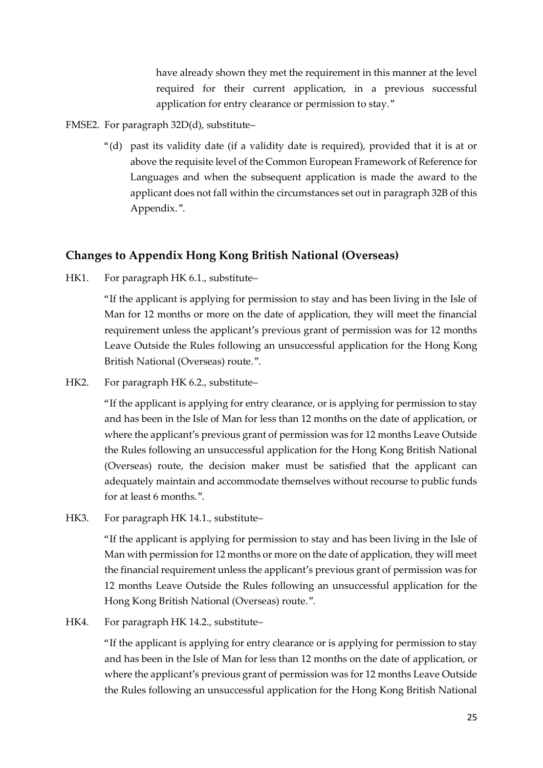have already shown they met the requirement in this manner at the level required for their current application, in a previous successful application for entry clearance or permission to stay."

FMSE2. For paragraph 32D(d), substitute–

"(d) past its validity date (if a validity date is required), provided that it is at or above the requisite level of the Common European Framework of Reference for Languages and when the subsequent application is made the award to the applicant does not fall within the circumstances set out in paragraph 32B of this Appendix.".

## Changes to Appendix Hong Kong British National (Overseas)

HK1. For paragraph HK 6.1., substitute–

"If the applicant is applying for permission to stay and has been living in the Isle of Man for 12 months or more on the date of application, they will meet the financial requirement unless the applicant's previous grant of permission was for 12 months Leave Outside the Rules following an unsuccessful application for the Hong Kong British National (Overseas) route.".

HK2. For paragraph HK 6.2., substitute–

"If the applicant is applying for entry clearance, or is applying for permission to stay and has been in the Isle of Man for less than 12 months on the date of application, or where the applicant's previous grant of permission was for 12 months Leave Outside the Rules following an unsuccessful application for the Hong Kong British National (Overseas) route, the decision maker must be satisfied that the applicant can adequately maintain and accommodate themselves without recourse to public funds for at least 6 months.".

HK3. For paragraph HK 14.1., substitute–

"If the applicant is applying for permission to stay and has been living in the Isle of Man with permission for 12 months or more on the date of application, they will meet the financial requirement unless the applicant's previous grant of permission was for 12 months Leave Outside the Rules following an unsuccessful application for the Hong Kong British National (Overseas) route.".

HK4. For paragraph HK 14.2., substitute–

"If the applicant is applying for entry clearance or is applying for permission to stay and has been in the Isle of Man for less than 12 months on the date of application, or where the applicant's previous grant of permission was for 12 months Leave Outside the Rules following an unsuccessful application for the Hong Kong British National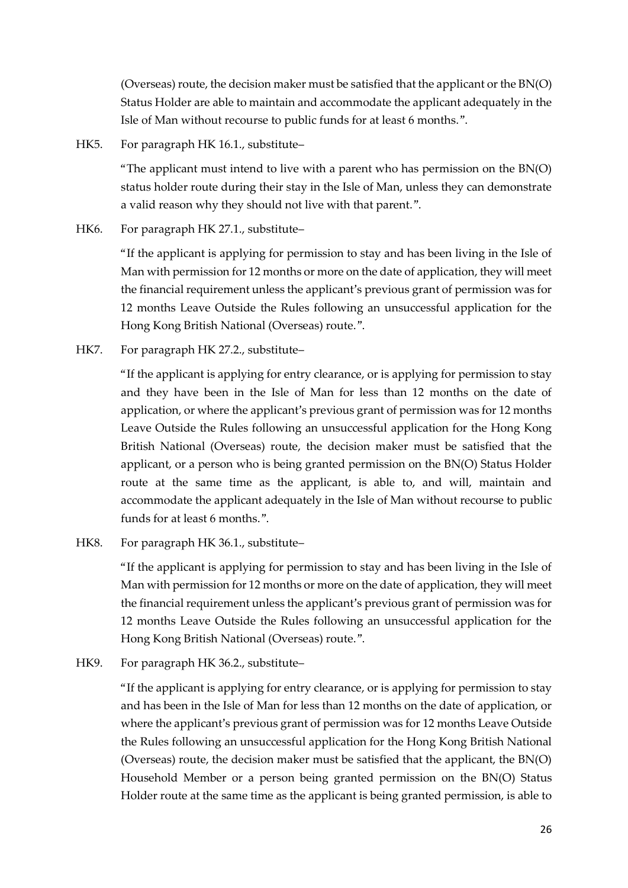(Overseas) route, the decision maker must be satisfied that the applicant or the BN(O) Status Holder are able to maintain and accommodate the applicant adequately in the Isle of Man without recourse to public funds for at least 6 months.".

HK5. For paragraph HK 16.1., substitute–

"The applicant must intend to live with a parent who has permission on the BN(O) status holder route during their stay in the Isle of Man, unless they can demonstrate a valid reason why they should not live with that parent.".

HK6. For paragraph HK 27.1., substitute–

"If the applicant is applying for permission to stay and has been living in the Isle of Man with permission for 12 months or more on the date of application, they will meet the financial requirement unless the applicant's previous grant of permission was for 12 months Leave Outside the Rules following an unsuccessful application for the Hong Kong British National (Overseas) route.".

HK7. For paragraph HK 27.2., substitute–

"If the applicant is applying for entry clearance, or is applying for permission to stay and they have been in the Isle of Man for less than 12 months on the date of application, or where the applicant's previous grant of permission was for 12 months Leave Outside the Rules following an unsuccessful application for the Hong Kong British National (Overseas) route, the decision maker must be satisfied that the applicant, or a person who is being granted permission on the BN(O) Status Holder route at the same time as the applicant, is able to, and will, maintain and accommodate the applicant adequately in the Isle of Man without recourse to public funds for at least 6 months.".

HK8. For paragraph HK 36.1., substitute–

"If the applicant is applying for permission to stay and has been living in the Isle of Man with permission for 12 months or more on the date of application, they will meet the financial requirement unless the applicant's previous grant of permission was for 12 months Leave Outside the Rules following an unsuccessful application for the Hong Kong British National (Overseas) route.".

HK9. For paragraph HK 36.2., substitute–

"If the applicant is applying for entry clearance, or is applying for permission to stay and has been in the Isle of Man for less than 12 months on the date of application, or where the applicant's previous grant of permission was for 12 months Leave Outside the Rules following an unsuccessful application for the Hong Kong British National (Overseas) route, the decision maker must be satisfied that the applicant, the BN(O) Household Member or a person being granted permission on the BN(O) Status Holder route at the same time as the applicant is being granted permission, is able to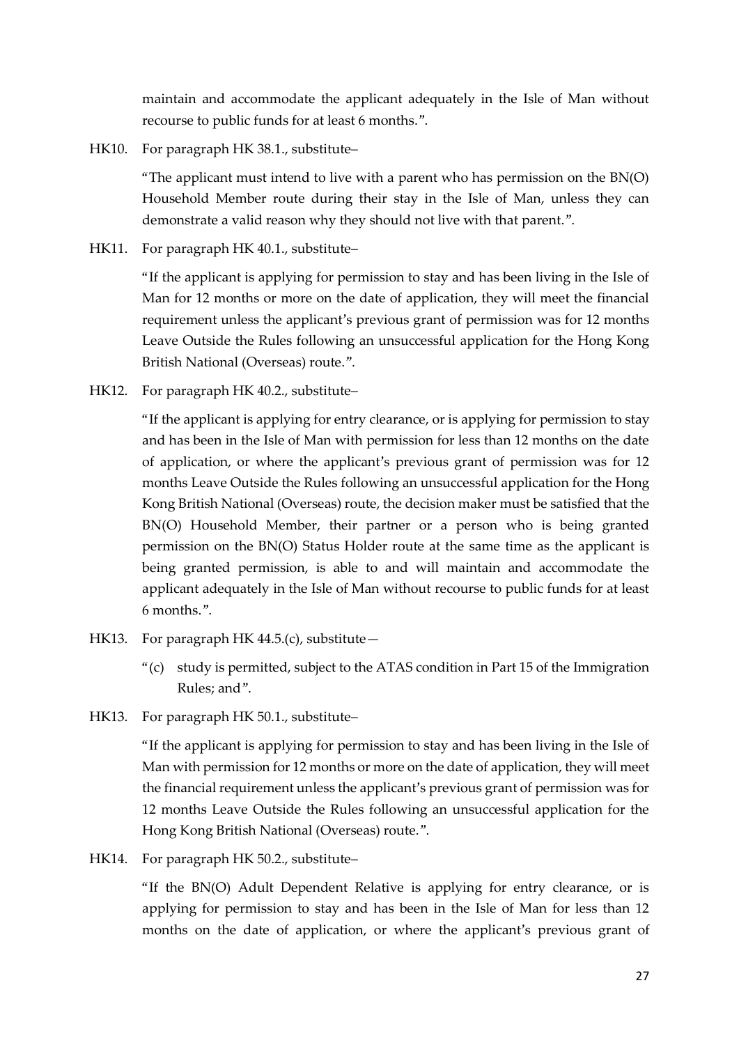maintain and accommodate the applicant adequately in the Isle of Man without recourse to public funds for at least 6 months.".

HK10. For paragraph HK 38.1., substitute–

"The applicant must intend to live with a parent who has permission on the BN(O) Household Member route during their stay in the Isle of Man, unless they can demonstrate a valid reason why they should not live with that parent.".

HK11. For paragraph HK 40.1., substitute–

"If the applicant is applying for permission to stay and has been living in the Isle of Man for 12 months or more on the date of application, they will meet the financial requirement unless the applicant's previous grant of permission was for 12 months Leave Outside the Rules following an unsuccessful application for the Hong Kong British National (Overseas) route.".

HK12. For paragraph HK 40.2., substitute–

"If the applicant is applying for entry clearance, or is applying for permission to stay and has been in the Isle of Man with permission for less than 12 months on the date of application, or where the applicant's previous grant of permission was for 12 months Leave Outside the Rules following an unsuccessful application for the Hong Kong British National (Overseas) route, the decision maker must be satisfied that the BN(O) Household Member, their partner or a person who is being granted permission on the BN(O) Status Holder route at the same time as the applicant is being granted permission, is able to and will maintain and accommodate the applicant adequately in the Isle of Man without recourse to public funds for at least 6 months.".

HK13. For paragraph HK 44.5.(c), substitute—

"(c) study is permitted, subject to the ATAS condition in Part 15 of the Immigration Rules; and".

HK13. For paragraph HK 50.1., substitute–

"If the applicant is applying for permission to stay and has been living in the Isle of Man with permission for 12 months or more on the date of application, they will meet the financial requirement unless the applicant's previous grant of permission was for 12 months Leave Outside the Rules following an unsuccessful application for the Hong Kong British National (Overseas) route.".

HK14. For paragraph HK 50.2., substitute–

"If the BN(O) Adult Dependent Relative is applying for entry clearance, or is applying for permission to stay and has been in the Isle of Man for less than 12 months on the date of application, or where the applicant's previous grant of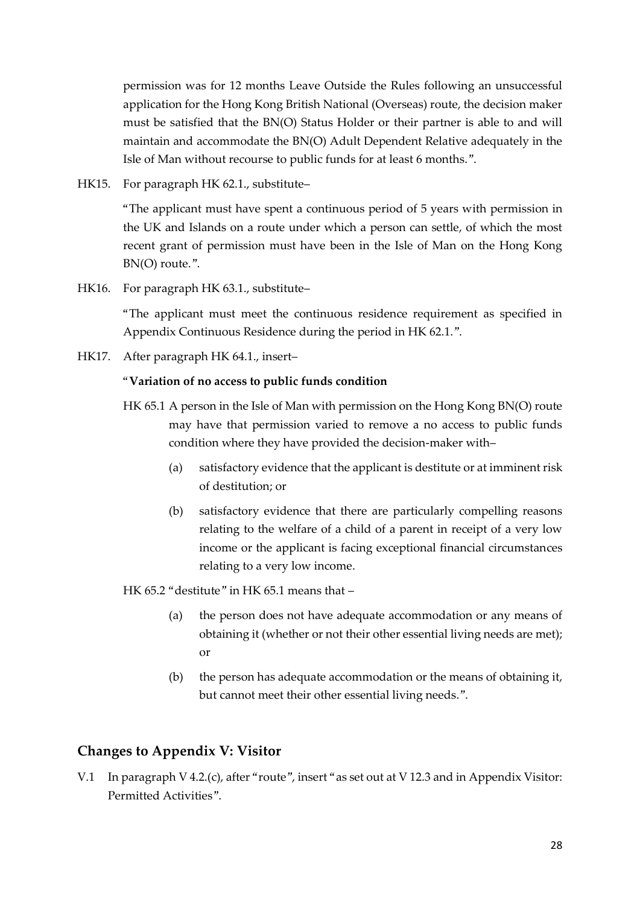permission was for 12 months Leave Outside the Rules following an unsuccessful application for the Hong Kong British National (Overseas) route, the decision maker must be satisfied that the BN(O) Status Holder or their partner is able to and will maintain and accommodate the BN(O) Adult Dependent Relative adequately in the Isle of Man without recourse to public funds for at least 6 months.".

HK15. For paragraph HK 62.1., substitute–

"The applicant must have spent a continuous period of 5 years with permission in the UK and Islands on a route under which a person can settle, of which the most recent grant of permission must have been in the Isle of Man on the Hong Kong BN(O) route.".

HK16. For paragraph HK 63.1., substitute–

"The applicant must meet the continuous residence requirement as specified in Appendix Continuous Residence during the period in HK 62.1.".

HK17. After paragraph HK 64.1., insert–

"**Variation of no access to public funds condition**

HK 65.1 A person in the Isle of Man with permission on the Hong Kong BN(O) route may have that permission varied to remove a no access to public funds condition where they have provided the decision-maker with–

(a) satisfactory evidence that the applicant is destitute or at imminent risk of destitution; or

(b) satisfactory evidence that there are particularly compelling reasons relating to the welfare of a child of a parent in receipt of a very low income or the applicant is facing exceptional financial circumstances relating to a very low income.

HK 65.2 "destitute" in HK 65.1 means that –

(a) the person does not have adequate accommodation or any means of obtaining it (whether or not their other essential living needs are met); or

(b) the person has adequate accommodation or the means of obtaining it, but cannot meet their other essential living needs.".

## Changes to Appendix V: Visitor

V.1 In paragraph V 4.2.(c), after "route", insert "as set out at V 12.3 and in Appendix Visitor: Permitted Activities".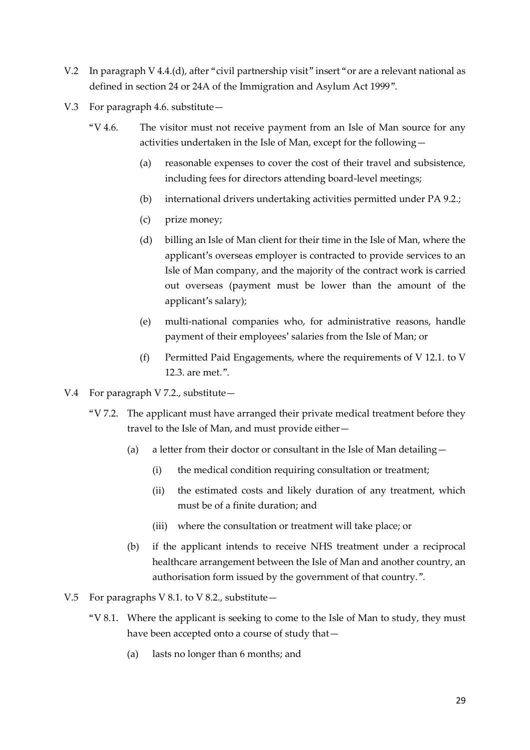V.2 In paragraph V 4.4.(d), after "civil partnership visit" insert "or are a relevant national as defined in section 24 or 24A of the Immigration and Asylum Act 1999".

V.3 For paragraph 4.6. substitute—

> "V 4.6. The visitor must not receive payment from an Isle of Man source for any activities undertaken in the Isle of Man, except for the following—
>
> (a) reasonable expenses to cover the cost of their travel and subsistence, including fees for directors attending board-level meetings;
>
> (b) international drivers undertaking activities permitted under PA 9.2.;
>
> (c) prize money;
>
> (d) billing an Isle of Man client for their time in the Isle of Man, where the applicant's overseas employer is contracted to provide services to an Isle of Man company, and the majority of the contract work is carried out overseas (payment must be lower than the amount of the applicant's salary);
>
> (e) multi-national companies who, for administrative reasons, handle payment of their employees' salaries from the Isle of Man; or
>
> (f) Permitted Paid Engagements, where the requirements of V 12.1. to V 12.3. are met.".

V.4 For paragraph V 7.2., substitute—

> "V 7.2. The applicant must have arranged their private medical treatment before they travel to the Isle of Man, and must provide either—
>
> (a) a letter from their doctor or consultant in the Isle of Man detailing—
>
> (i) the medical condition requiring consultation or treatment;
>
> (ii) the estimated costs and likely duration of any treatment, which must be of a finite duration; and
>
> (iii) where the consultation or treatment will take place; or
>
> (b) if the applicant intends to receive NHS treatment under a reciprocal healthcare arrangement between the Isle of Man and another country, an authorisation form issued by the government of that country.".

V.5 For paragraphs V 8.1. to V 8.2., substitute—

> "V 8.1. Where the applicant is seeking to come to the Isle of Man to study, they must have been accepted onto a course of study that—
>
> (a) lasts no longer than 6 months; and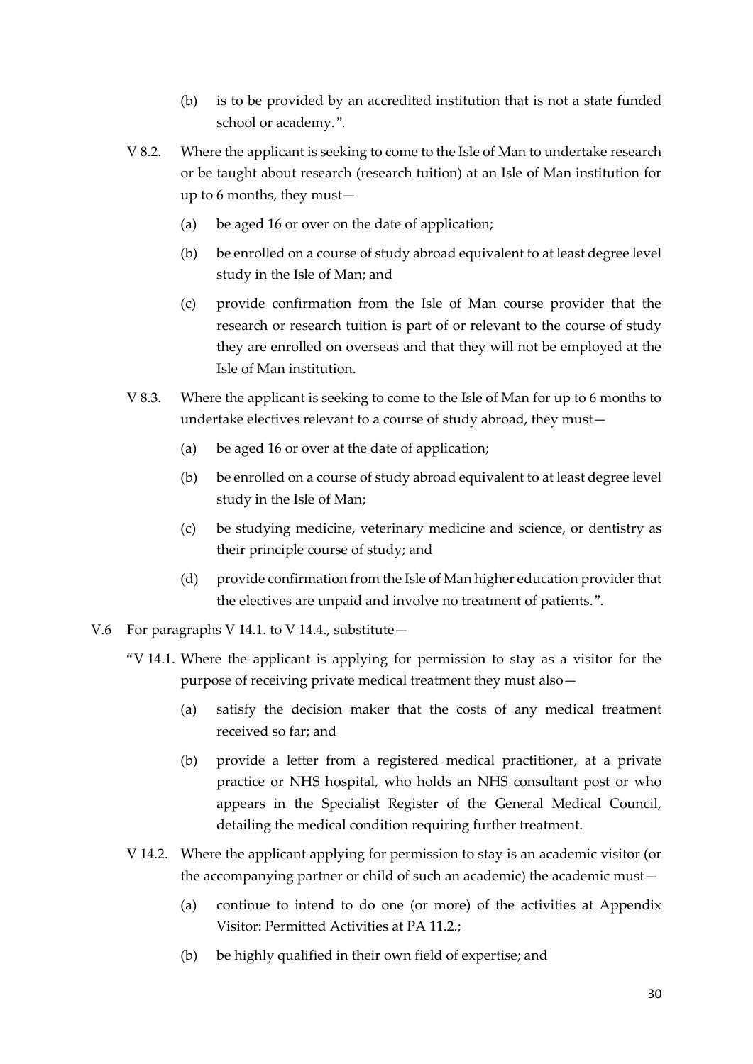(b) is to be provided by an accredited institution that is not a state funded school or academy.".

V 8.2. Where the applicant is seeking to come to the Isle of Man to undertake research or be taught about research (research tuition) at an Isle of Man institution for up to 6 months, they must—

(a) be aged 16 or over on the date of application;

(b) be enrolled on a course of study abroad equivalent to at least degree level study in the Isle of Man; and

(c) provide confirmation from the Isle of Man course provider that the research or research tuition is part of or relevant to the course of study they are enrolled on overseas and that they will not be employed at the Isle of Man institution.

V 8.3. Where the applicant is seeking to come to the Isle of Man for up to 6 months to undertake electives relevant to a course of study abroad, they must—

(a) be aged 16 or over at the date of application;

(b) be enrolled on a course of study abroad equivalent to at least degree level study in the Isle of Man;

(c) be studying medicine, veterinary medicine and science, or dentistry as their principle course of study; and

(d) provide confirmation from the Isle of Man higher education provider that the electives are unpaid and involve no treatment of patients.".

V.6 For paragraphs V 14.1. to V 14.4., substitute—

"V 14.1. Where the applicant is applying for permission to stay as a visitor for the purpose of receiving private medical treatment they must also—

(a) satisfy the decision maker that the costs of any medical treatment received so far; and

(b) provide a letter from a registered medical practitioner, at a private practice or NHS hospital, who holds an NHS consultant post or who appears in the Specialist Register of the General Medical Council, detailing the medical condition requiring further treatment.

V 14.2. Where the applicant applying for permission to stay is an academic visitor (or the accompanying partner or child of such an academic) the academic must—

(a) continue to intend to do one (or more) of the activities at Appendix Visitor: Permitted Activities at PA 11.2.;

(b) be highly qualified in their own field of expertise; and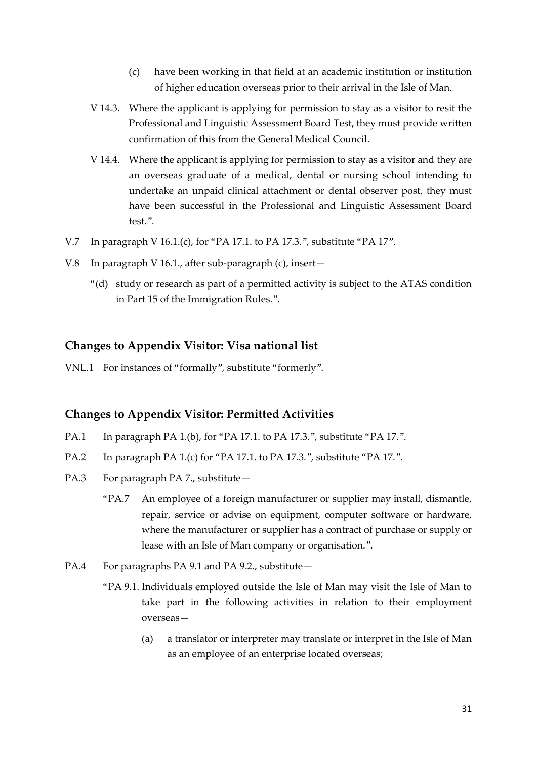(c) have been working in that field at an academic institution or institution of higher education overseas prior to their arrival in the Isle of Man.

V 14.3. Where the applicant is applying for permission to stay as a visitor to resit the Professional and Linguistic Assessment Board Test, they must provide written confirmation of this from the General Medical Council.

V 14.4. Where the applicant is applying for permission to stay as a visitor and they are an overseas graduate of a medical, dental or nursing school intending to undertake an unpaid clinical attachment or dental observer post, they must have been successful in the Professional and Linguistic Assessment Board test.".

V.7 In paragraph V 16.1.(c), for "PA 17.1. to PA 17.3.", substitute "PA 17".

V.8 In paragraph V 16.1., after sub-paragraph (c), insert—

"(d) study or research as part of a permitted activity is subject to the ATAS condition in Part 15 of the Immigration Rules.".

## Changes to Appendix Visitor: Visa national list

VNL.1 For instances of "formally", substitute "formerly".

## Changes to Appendix Visitor: Permitted Activities

PA.1 In paragraph PA 1.(b), for "PA 17.1. to PA 17.3.", substitute "PA 17.".

PA.2 In paragraph PA 1.(c) for "PA 17.1. to PA 17.3.", substitute "PA 17.".

PA.3 For paragraph PA 7., substitute—

"PA.7 An employee of a foreign manufacturer or supplier may install, dismantle, repair, service or advise on equipment, computer software or hardware, where the manufacturer or supplier has a contract of purchase or supply or lease with an Isle of Man company or organisation.".

PA.4 For paragraphs PA 9.1 and PA 9.2., substitute—

"PA 9.1. Individuals employed outside the Isle of Man may visit the Isle of Man to take part in the following activities in relation to their employment overseas—

(a) a translator or interpreter may translate or interpret in the Isle of Man as an employee of an enterprise located overseas;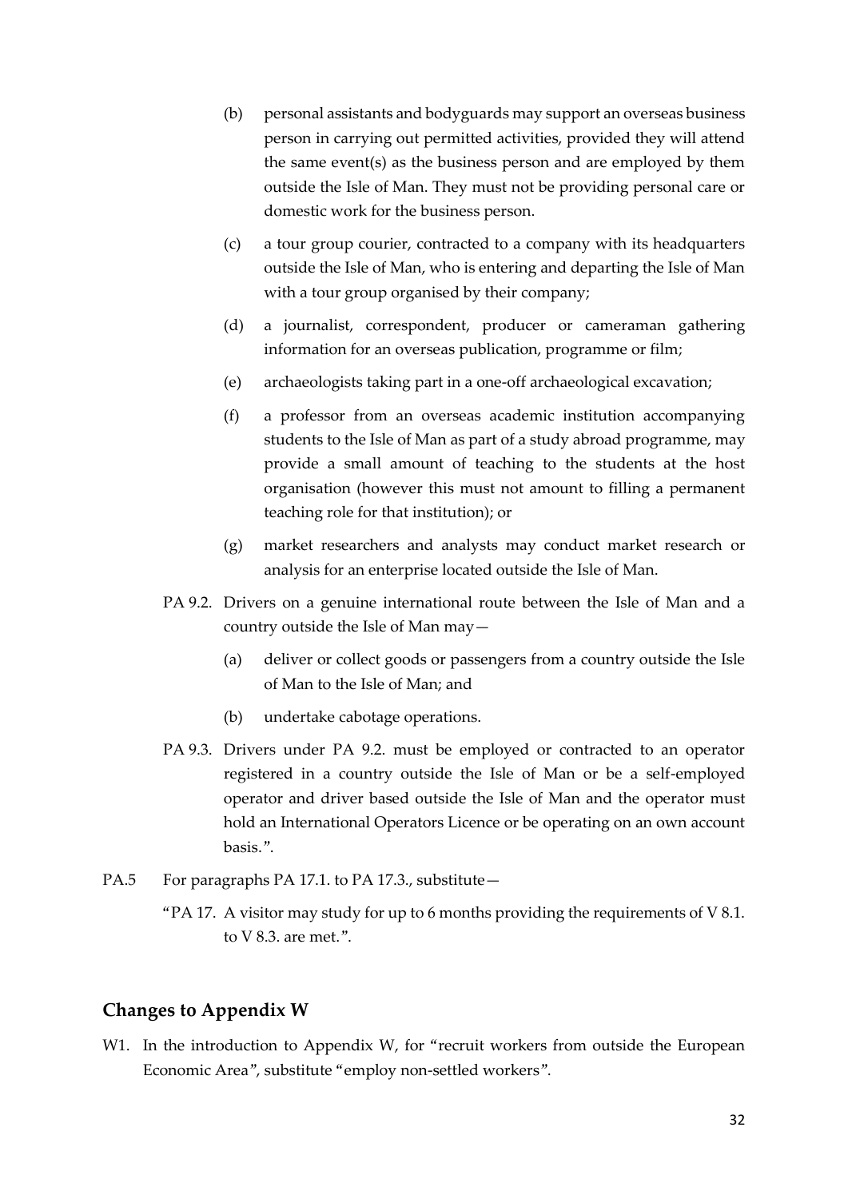(b) personal assistants and bodyguards may support an overseas business person in carrying out permitted activities, provided they will attend the same event(s) as the business person and are employed by them outside the Isle of Man. They must not be providing personal care or domestic work for the business person.

(c) a tour group courier, contracted to a company with its headquarters outside the Isle of Man, who is entering and departing the Isle of Man with a tour group organised by their company;

(d) a journalist, correspondent, producer or cameraman gathering information for an overseas publication, programme or film;

(e) archaeologists taking part in a one-off archaeological excavation;

(f) a professor from an overseas academic institution accompanying students to the Isle of Man as part of a study abroad programme, may provide a small amount of teaching to the students at the host organisation (however this must not amount to filling a permanent teaching role for that institution); or

(g) market researchers and analysts may conduct market research or analysis for an enterprise located outside the Isle of Man.

PA 9.2. Drivers on a genuine international route between the Isle of Man and a country outside the Isle of Man may—

(a) deliver or collect goods or passengers from a country outside the Isle of Man to the Isle of Man; and

(b) undertake cabotage operations.

PA 9.3. Drivers under PA 9.2. must be employed or contracted to an operator registered in a country outside the Isle of Man or be a self-employed operator and driver based outside the Isle of Man and the operator must hold an International Operators Licence or be operating on an own account basis.".

PA.5 For paragraphs PA 17.1. to PA 17.3., substitute—

"PA 17. A visitor may study for up to 6 months providing the requirements of V 8.1. to V 8.3. are met.".

## Changes to Appendix W

W1. In the introduction to Appendix W, for "recruit workers from outside the European Economic Area", substitute "employ non-settled workers".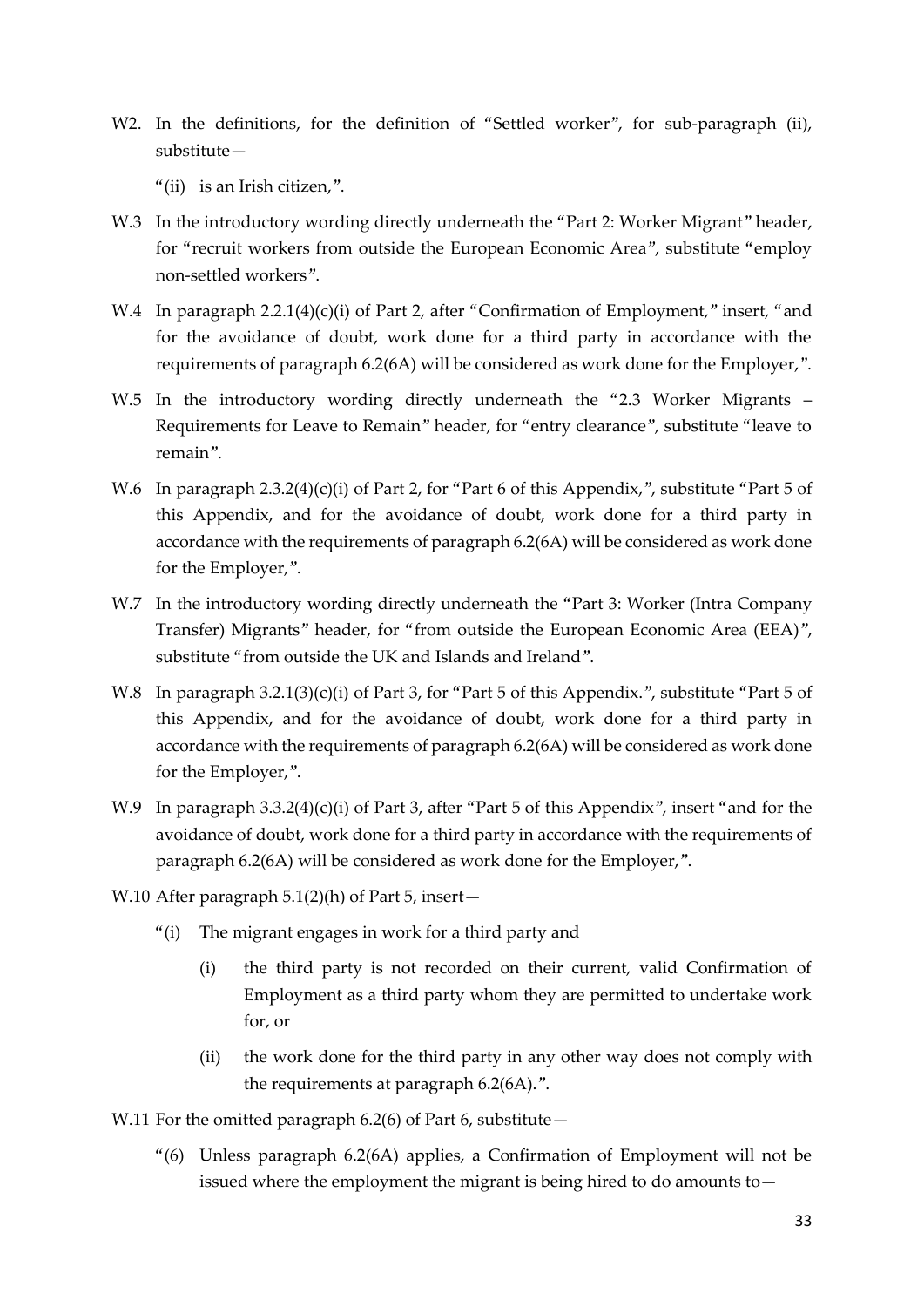W2. In the definitions, for the definition of "Settled worker", for sub-paragraph (ii), substitute—

"(ii) is an Irish citizen,".

W.3 In the introductory wording directly underneath the "Part 2: Worker Migrant" header, for "recruit workers from outside the European Economic Area", substitute "employ non-settled workers".

W.4 In paragraph 2.2.1(4)(c)(i) of Part 2, after "Confirmation of Employment," insert, "and for the avoidance of doubt, work done for a third party in accordance with the requirements of paragraph 6.2(6A) will be considered as work done for the Employer,".

W.5 In the introductory wording directly underneath the "2.3 Worker Migrants – Requirements for Leave to Remain" header, for "entry clearance", substitute "leave to remain".

W.6 In paragraph 2.3.2(4)(c)(i) of Part 2, for "Part 6 of this Appendix,", substitute "Part 5 of this Appendix, and for the avoidance of doubt, work done for a third party in accordance with the requirements of paragraph 6.2(6A) will be considered as work done for the Employer,".

W.7 In the introductory wording directly underneath the "Part 3: Worker (Intra Company Transfer) Migrants" header, for "from outside the European Economic Area (EEA)", substitute "from outside the UK and Islands and Ireland".

W.8 In paragraph 3.2.1(3)(c)(i) of Part 3, for "Part 5 of this Appendix.", substitute "Part 5 of this Appendix, and for the avoidance of doubt, work done for a third party in accordance with the requirements of paragraph 6.2(6A) will be considered as work done for the Employer,".

W.9 In paragraph 3.3.2(4)(c)(i) of Part 3, after "Part 5 of this Appendix", insert "and for the avoidance of doubt, work done for a third party in accordance with the requirements of paragraph 6.2(6A) will be considered as work done for the Employer,".

W.10 After paragraph 5.1(2)(h) of Part 5, insert—

"(i) The migrant engages in work for a third party and

(i) the third party is not recorded on their current, valid Confirmation of Employment as a third party whom they are permitted to undertake work for, or

(ii) the work done for the third party in any other way does not comply with the requirements at paragraph 6.2(6A).".

W.11 For the omitted paragraph 6.2(6) of Part 6, substitute—

"(6) Unless paragraph 6.2(6A) applies, a Confirmation of Employment will not be issued where the employment the migrant is being hired to do amounts to—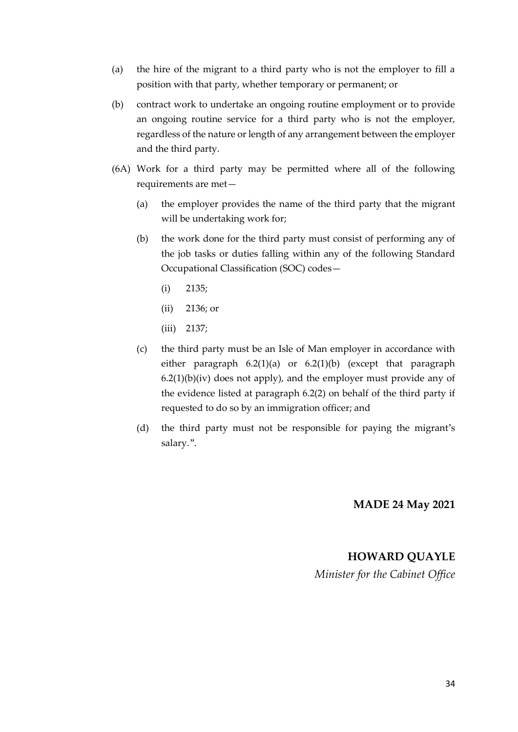(a) the hire of the migrant to a third party who is not the employer to fill a position with that party, whether temporary or permanent; or

(b) contract work to undertake an ongoing routine employment or to provide an ongoing routine service for a third party who is not the employer, regardless of the nature or length of any arrangement between the employer and the third party.

(6A) Work for a third party may be permitted where all of the following requirements are met—

(a) the employer provides the name of the third party that the migrant will be undertaking work for;

(b) the work done for the third party must consist of performing any of the job tasks or duties falling within any of the following Standard Occupational Classification (SOC) codes—

(i) 2135;

(ii) 2136; or

(iii) 2137;

(c) the third party must be an Isle of Man employer in accordance with either paragraph 6.2(1)(a) or 6.2(1)(b) (except that paragraph 6.2(1)(b)(iv) does not apply), and the employer must provide any of the evidence listed at paragraph 6.2(2) on behalf of the third party if requested to do so by an immigration officer; and

(d) the third party must not be responsible for paying the migrant's salary.".

**MADE 24 May 2021**

**HOWARD QUAYLE**

*Minister for the Cabinet Office*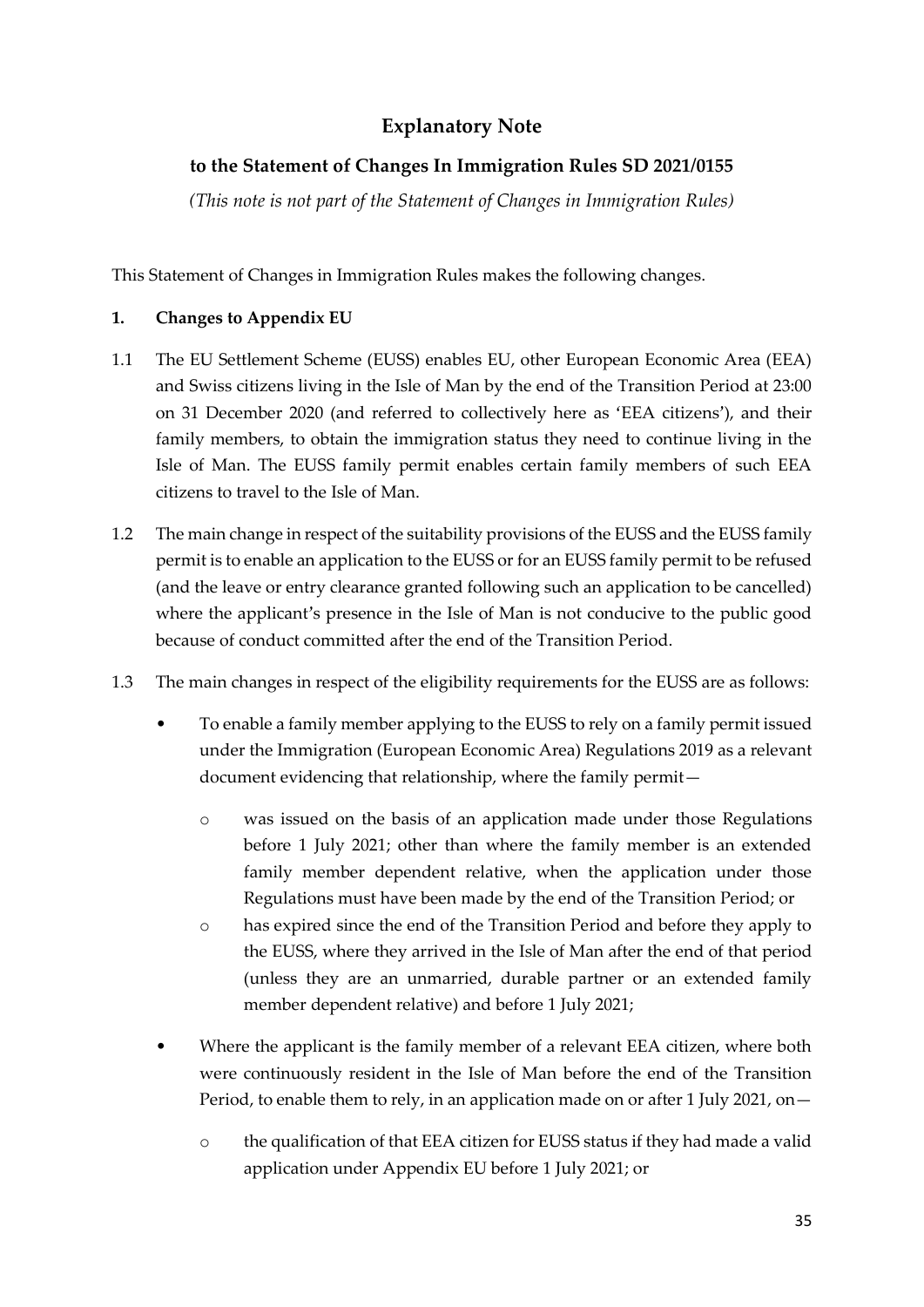# Explanatory Note

## to the Statement of Changes In Immigration Rules SD 2021/0155

*(This note is not part of the Statement of Changes in Immigration Rules)*

This Statement of Changes in Immigration Rules makes the following changes.

### 1. Changes to Appendix EU

1.1 The EU Settlement Scheme (EUSS) enables EU, other European Economic Area (EEA) and Swiss citizens living in the Isle of Man by the end of the Transition Period at 23:00 on 31 December 2020 (and referred to collectively here as 'EEA citizens'), and their family members, to obtain the immigration status they need to continue living in the Isle of Man. The EUSS family permit enables certain family members of such EEA citizens to travel to the Isle of Man.

1.2 The main change in respect of the suitability provisions of the EUSS and the EUSS family permit is to enable an application to the EUSS or for an EUSS family permit to be refused (and the leave or entry clearance granted following such an application to be cancelled) where the applicant's presence in the Isle of Man is not conducive to the public good because of conduct committed after the end of the Transition Period.

1.3 The main changes in respect of the eligibility requirements for the EUSS are as follows:

- To enable a family member applying to the EUSS to rely on a family permit issued under the Immigration (European Economic Area) Regulations 2019 as a relevant document evidencing that relationship, where the family permit—
  - was issued on the basis of an application made under those Regulations before 1 July 2021; other than where the family member is an extended family member dependent relative, when the application under those Regulations must have been made by the end of the Transition Period; or
  - has expired since the end of the Transition Period and before they apply to the EUSS, where they arrived in the Isle of Man after the end of that period (unless they are an unmarried, durable partner or an extended family member dependent relative) and before 1 July 2021;
- Where the applicant is the family member of a relevant EEA citizen, where both were continuously resident in the Isle of Man before the end of the Transition Period, to enable them to rely, in an application made on or after 1 July 2021, on—
  - the qualification of that EEA citizen for EUSS status if they had made a valid application under Appendix EU before 1 July 2021; or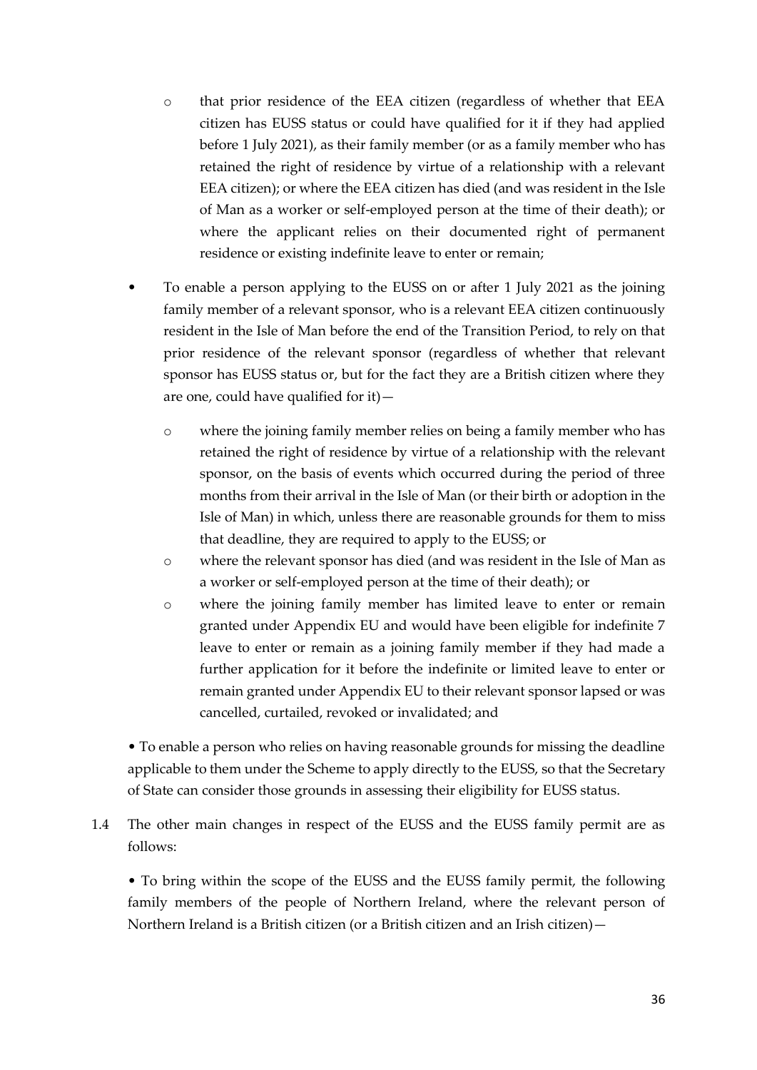- that prior residence of the EEA citizen (regardless of whether that EEA citizen has EUSS status or could have qualified for it if they had applied before 1 July 2021), as their family member (or as a family member who has retained the right of residence by virtue of a relationship with a relevant EEA citizen); or where the EEA citizen has died (and was resident in the Isle of Man as a worker or self-employed person at the time of their death); or where the applicant relies on their documented right of permanent residence or existing indefinite leave to enter or remain;

- To enable a person applying to the EUSS on or after 1 July 2021 as the joining family member of a relevant sponsor, who is a relevant EEA citizen continuously resident in the Isle of Man before the end of the Transition Period, to rely on that prior residence of the relevant sponsor (regardless of whether that relevant sponsor has EUSS status or, but for the fact they are a British citizen where they are one, could have qualified for it)—
  - where the joining family member relies on being a family member who has retained the right of residence by virtue of a relationship with the relevant sponsor, on the basis of events which occurred during the period of three months from their arrival in the Isle of Man (or their birth or adoption in the Isle of Man) in which, unless there are reasonable grounds for them to miss that deadline, they are required to apply to the EUSS; or
  - where the relevant sponsor has died (and was resident in the Isle of Man as a worker or self-employed person at the time of their death); or
  - where the joining family member has limited leave to enter or remain granted under Appendix EU and would have been eligible for indefinite 7 leave to enter or remain as a joining family member if they had made a further application for it before the indefinite or limited leave to enter or remain granted under Appendix EU to their relevant sponsor lapsed or was cancelled, curtailed, revoked or invalidated; and

- To enable a person who relies on having reasonable grounds for missing the deadline applicable to them under the Scheme to apply directly to the EUSS, so that the Secretary of State can consider those grounds in assessing their eligibility for EUSS status.

1.4 The other main changes in respect of the EUSS and the EUSS family permit are as follows:

- To bring within the scope of the EUSS and the EUSS family permit, the following family members of the people of Northern Ireland, where the relevant person of Northern Ireland is a British citizen (or a British citizen and an Irish citizen)—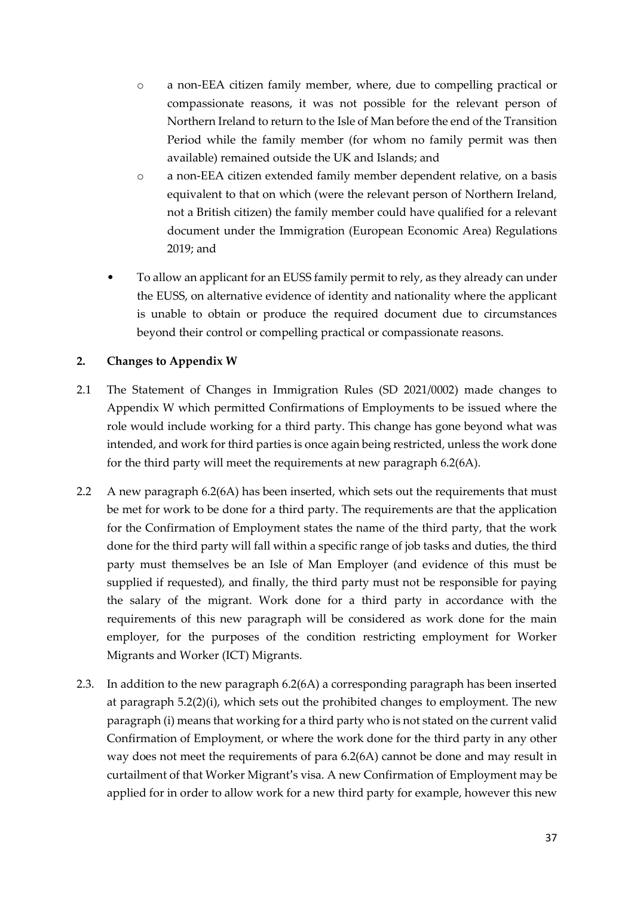- a non-EEA citizen family member, where, due to compelling practical or compassionate reasons, it was not possible for the relevant person of Northern Ireland to return to the Isle of Man before the end of the Transition Period while the family member (for whom no family permit was then available) remained outside the UK and Islands; and
  - a non-EEA citizen extended family member dependent relative, on a basis equivalent to that on which (were the relevant person of Northern Ireland, not a British citizen) the family member could have qualified for a relevant document under the Immigration (European Economic Area) Regulations 2019; and

- To allow an applicant for an EUSS family permit to rely, as they already can under the EUSS, on alternative evidence of identity and nationality where the applicant is unable to obtain or produce the required document due to circumstances beyond their control or compelling practical or compassionate reasons.

## 2. Changes to Appendix W

2.1 The Statement of Changes in Immigration Rules (SD 2021/0002) made changes to Appendix W which permitted Confirmations of Employments to be issued where the role would include working for a third party. This change has gone beyond what was intended, and work for third parties is once again being restricted, unless the work done for the third party will meet the requirements at new paragraph 6.2(6A).

2.2 A new paragraph 6.2(6A) has been inserted, which sets out the requirements that must be met for work to be done for a third party. The requirements are that the application for the Confirmation of Employment states the name of the third party, that the work done for the third party will fall within a specific range of job tasks and duties, the third party must themselves be an Isle of Man Employer (and evidence of this must be supplied if requested), and finally, the third party must not be responsible for paying the salary of the migrant. Work done for a third party in accordance with the requirements of this new paragraph will be considered as work done for the main employer, for the purposes of the condition restricting employment for Worker Migrants and Worker (ICT) Migrants.

2.3. In addition to the new paragraph 6.2(6A) a corresponding paragraph has been inserted at paragraph 5.2(2)(i), which sets out the prohibited changes to employment. The new paragraph (i) means that working for a third party who is not stated on the current valid Confirmation of Employment, or where the work done for the third party in any other way does not meet the requirements of para 6.2(6A) cannot be done and may result in curtailment of that Worker Migrant's visa. A new Confirmation of Employment may be applied for in order to allow work for a new third party for example, however this new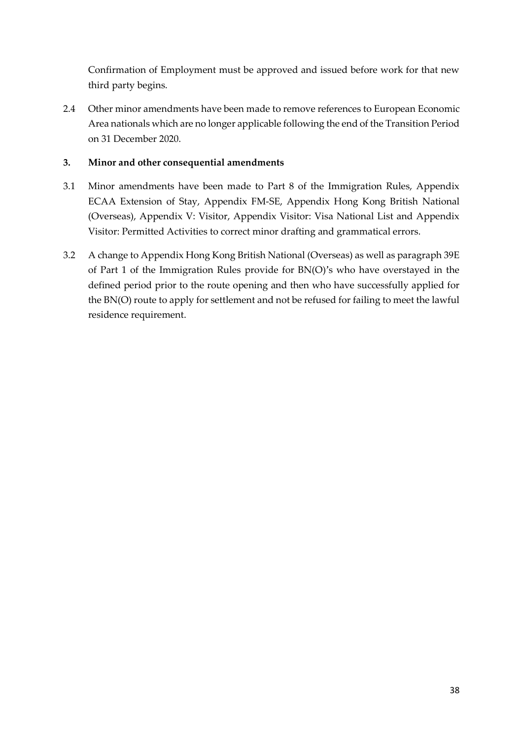Confirmation of Employment must be approved and issued before work for that new third party begins.

2.4 Other minor amendments have been made to remove references to European Economic Area nationals which are no longer applicable following the end of the Transition Period on 31 December 2020.

**3. Minor and other consequential amendments**

3.1 Minor amendments have been made to Part 8 of the Immigration Rules, Appendix ECAA Extension of Stay, Appendix FM-SE, Appendix Hong Kong British National (Overseas), Appendix V: Visitor, Appendix Visitor: Visa National List and Appendix Visitor: Permitted Activities to correct minor drafting and grammatical errors.

3.2 A change to Appendix Hong Kong British National (Overseas) as well as paragraph 39E of Part 1 of the Immigration Rules provide for BN(O)'s who have overstayed in the defined period prior to the route opening and then who have successfully applied for the BN(O) route to apply for settlement and not be refused for failing to meet the lawful residence requirement.